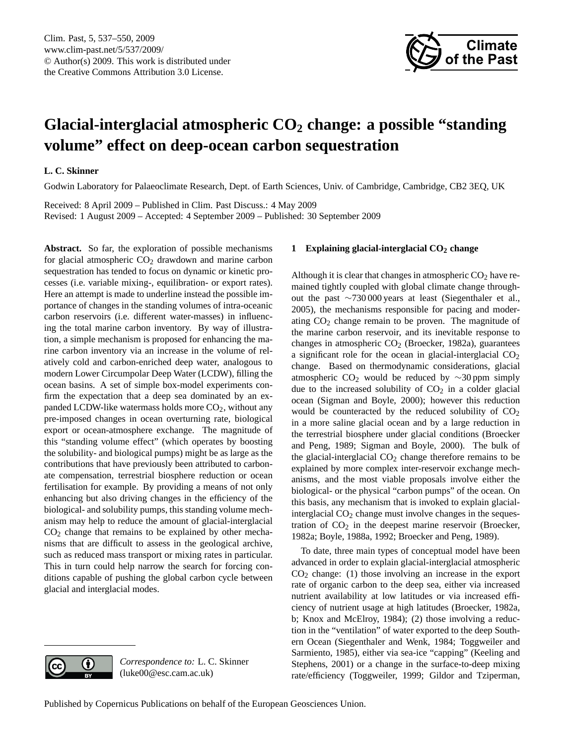# Glacial-interglacial atmospheric $CO_2$ change: a possible "standing volume" effect on deep-ocean carbon sequestration

**L. C. Skinner**

Godwin Laboratory for Palaeoclimate Research, Dept. of Earth Sciences, Univ. of Cambridge, Cambridge, CB2 3EQ, UK

Received: 8 April 2009 – Published in Clim. Past Discuss.: 4 May 2009
Revised: 1 August 2009 – Accepted: 4 September 2009 – Published: 30 September 2009

**Abstract.** So far, the exploration of possible mechanisms for glacial atmospheric $CO_2$ drawdown and marine carbon sequestration has tended to focus on dynamic or kinetic processes (i.e. variable mixing-, equilibration- or export rates). Here an attempt is made to underline instead the possible importance of changes in the standing volumes of intra-oceanic carbon reservoirs (i.e. different water-masses) in influencing the total marine carbon inventory. By way of illustration, a simple mechanism is proposed for enhancing the marine carbon inventory via an increase in the volume of relatively cold and carbon-enriched deep water, analogous to modern Lower Circumpolar Deep Water (LCDW), filling the ocean basins. A set of simple box-model experiments confirm the expectation that a deep sea dominated by an expanded LCDW-like watermass holds more $CO_2$, without any pre-imposed changes in ocean overturning rate, biological export or ocean-atmosphere exchange. The magnitude of this "standing volume effect" (which operates by boosting the solubility- and biological pumps) might be as large as the contributions that have previously been attributed to carbonate compensation, terrestrial biosphere reduction or ocean fertilisation for example. By providing a means of not only enhancing but also driving changes in the efficiency of the biological- and solubility pumps, this standing volume mechanism may help to reduce the amount of glacial-interglacial $CO_2$ change that remains to be explained by other mechanisms that are difficult to assess in the geological archive, such as reduced mass transport or mixing rates in particular. This in turn could help narrow the search for forcing conditions capable of pushing the global carbon cycle between glacial and interglacial modes.

## 1 Explaining glacial-interglacial $CO_2$ change

Although it is clear that changes in atmospheric $CO_2$ have remained tightly coupled with global climate change throughout the past ~730 000 years at least (Siegenthaler et al., 2005), the mechanisms responsible for pacing and moderating $CO_2$ change remain to be proven. The magnitude of the marine carbon reservoir, and its inevitable response to changes in atmospheric $CO_2$ (Broecker, 1982a), guarantees a significant role for the ocean in glacial-interglacial $CO_2$ change. Based on thermodynamic considerations, glacial atmospheric $CO_2$ would be reduced by ~30 ppm simply due to the increased solubility of $CO_2$ in a colder glacial ocean (Sigman and Boyle, 2000); however this reduction would be counteracted by the reduced solubility of $CO_2$ in a more saline glacial ocean and by a large reduction in the terrestrial biosphere under glacial conditions (Broecker and Peng, 1989; Sigman and Boyle, 2000). The bulk of the glacial-interglacial $CO_2$ change therefore remains to be explained by more complex inter-reservoir exchange mechanisms, and the most viable proposals involve either the biological- or the physical "carbon pumps" of the ocean. On this basis, any mechanism that is invoked to explain glacial-interglacial $CO_2$ change must involve changes in the sequestration of $CO_2$ in the deepest marine reservoir (Broecker, 1982a; Boyle, 1988a, 1992; Broecker and Peng, 1989).

To date, three main types of conceptual model have been advanced in order to explain glacial-interglacial atmospheric $CO_2$ change: (1) those involving an increase in the export rate of organic carbon to the deep sea, either via increased nutrient availability at low latitudes or via increased efficiency of nutrient usage at high latitudes (Broecker, 1982a, b; Knox and McElroy, 1984); (2) those involving a reduction in the "ventilation" of water exported to the deep Southern Ocean (Siegenthaler and Wenk, 1984; Toggweiler and Sarmiento, 1985), either via sea-ice "capping" (Keeling and Stephens, 2001) or a change in the surface-to-deep mixing rate/efficiency (Toggweiler, 1999; Gildor and Tziperman,

*Correspondence to:* L. C. Skinner (luke00@esc.cam.ac.uk)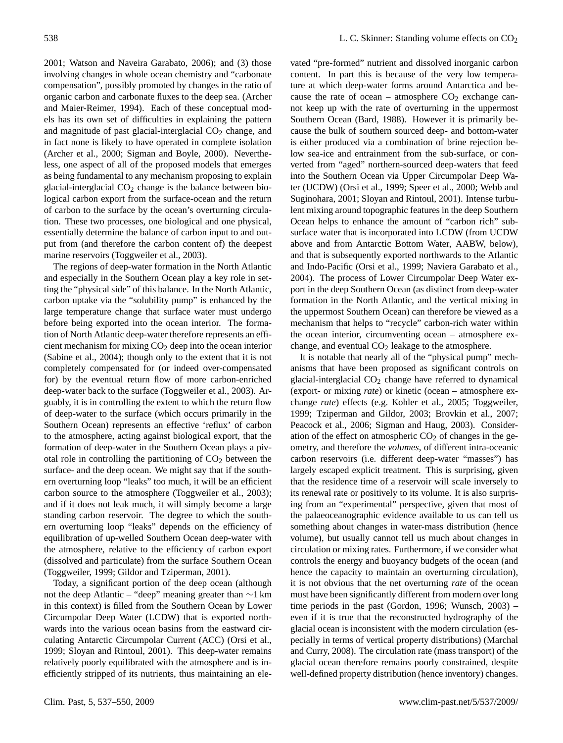2001; Watson and Naveira Garabato, 2006); and (3) those involving changes in whole ocean chemistry and "carbonate compensation", possibly promoted by changes in the ratio of organic carbon and carbonate fluxes to the deep sea. (Archer and Maier-Reimer, 1994). Each of these conceptual models has its own set of difficulties in explaining the pattern and magnitude of past glacial-interglacial $CO_2$ change, and in fact none is likely to have operated in complete isolation (Archer et al., 2000; Sigman and Boyle, 2000). Nevertheless, one aspect of all of the proposed models that emerges as being fundamental to any mechanism proposing to explain glacial-interglacial $CO_2$ change is the balance between biological carbon export from the surface-ocean and the return of carbon to the surface by the ocean's overturning circulation. These two processes, one biological and one physical, essentially determine the balance of carbon input to and output from (and therefore the carbon content of) the deepest marine reservoirs (Toggweiler et al., 2003).

The regions of deep-water formation in the North Atlantic and especially in the Southern Ocean play a key role in setting the "physical side" of this balance. In the North Atlantic, carbon uptake via the "solubility pump" is enhanced by the large temperature change that surface water must undergo before being exported into the ocean interior. The formation of North Atlantic deep-water therefore represents an efficient mechanism for mixing $CO_2$ deep into the ocean interior (Sabine et al., 2004); though only to the extent that it is not completely compensated for (or indeed over-compensated for) by the eventual return flow of more carbon-enriched deep-water back to the surface (Toggweiler et al., 2003). Arguably, it is in controlling the extent to which the return flow of deep-water to the surface (which occurs primarily in the Southern Ocean) represents an effective 'reflux' of carbon to the atmosphere, acting against biological export, that the formation of deep-water in the Southern Ocean plays a pivotal role in controlling the partitioning of $CO_2$ between the surface- and the deep ocean. We might say that if the southern overturning loop "leaks" too much, it will be an efficient carbon source to the atmosphere (Toggweiler et al., 2003); and if it does not leak much, it will simply become a large standing carbon reservoir. The degree to which the southern overturning loop "leaks" depends on the efficiency of equilibration of up-welled Southern Ocean deep-water with the atmosphere, relative to the efficiency of carbon export (dissolved and particulate) from the surface Southern Ocean (Toggweiler, 1999; Gildor and Tziperman, 2001).

Today, a significant portion of the deep ocean (although not the deep Atlantic – "deep" meaning greater than $\sim$1 km in this context) is filled from the Southern Ocean by Lower Circumpolar Deep Water (LCDW) that is exported northwards into the various ocean basins from the eastward circulating Antarctic Circumpolar Current (ACC) (Orsi et al., 1999; Sloyan and Rintoul, 2001). This deep-water remains relatively poorly equilibrated with the atmosphere and is inefficiently stripped of its nutrients, thus maintaining an elevated "pre-formed" nutrient and dissolved inorganic carbon content. In part this is because of the very low temperature at which deep-water forms around Antarctica and because the rate of ocean – atmosphere $CO_2$ exchange cannot keep up with the rate of overturning in the uppermost Southern Ocean (Bard, 1988). However it is primarily because the bulk of southern sourced deep- and bottom-water is either produced via a combination of brine rejection below sea-ice and entrainment from the sub-surface, or converted from "aged" northern-sourced deep-waters that feed into the Southern Ocean via Upper Circumpolar Deep Water (UCDW) (Orsi et al., 1999; Speer et al., 2000; Webb and Suginohara, 2001; Sloyan and Rintoul, 2001). Intense turbulent mixing around topographic features in the deep Southern Ocean helps to enhance the amount of "carbon rich" subsurface water that is incorporated into LCDW (from UCDW above and from Antarctic Bottom Water, AABW, below), and that is subsequently exported northwards to the Atlantic and Indo-Pacific (Orsi et al., 1999; Naviera Garabato et al., 2004). The process of Lower Circumpolar Deep Water export in the deep Southern Ocean (as distinct from deep-water formation in the North Atlantic, and the vertical mixing in the uppermost Southern Ocean) can therefore be viewed as a mechanism that helps to "recycle" carbon-rich water within the ocean interior, circumventing ocean – atmosphere exchange, and eventual $CO_2$ leakage to the atmosphere.

It is notable that nearly all of the "physical pump" mechanisms that have been proposed as significant controls on glacial-interglacial $CO_2$ change have referred to dynamical (export- or mixing *rate*) or kinetic (ocean – atmosphere exchange *rate*) effects (e.g. Kohler et al., 2005; Toggweiler, 1999; Tziperman and Gildor, 2003; Brovkin et al., 2007; Peacock et al., 2006; Sigman and Haug, 2003). Consideration of the effect on atmospheric $CO_2$ of changes in the geometry, and therefore the *volumes*, of different intra-oceanic carbon reservoirs (i.e. different deep-water "masses") has largely escaped explicit treatment. This is surprising, given that the residence time of a reservoir will scale inversely to its renewal rate or positively to its volume. It is also surprising from an "experimental" perspective, given that most of the palaeoceanographic evidence available to us can tell us something about changes in water-mass distribution (hence volume), but usually cannot tell us much about changes in circulation or mixing rates. Furthermore, if we consider what controls the energy and buoyancy budgets of the ocean (and hence the capacity to maintain an overturning circulation), it is not obvious that the net overturning *rate* of the ocean must have been significantly different from modern over long time periods in the past (Gordon, 1996; Wunsch, 2003) – even if it is true that the reconstructed hydrography of the glacial ocean is inconsistent with the modern circulation (especially in terms of vertical property distributions) (Marchal and Curry, 2008). The circulation rate (mass transport) of the glacial ocean therefore remains poorly constrained, despite well-defined property distribution (hence inventory) changes.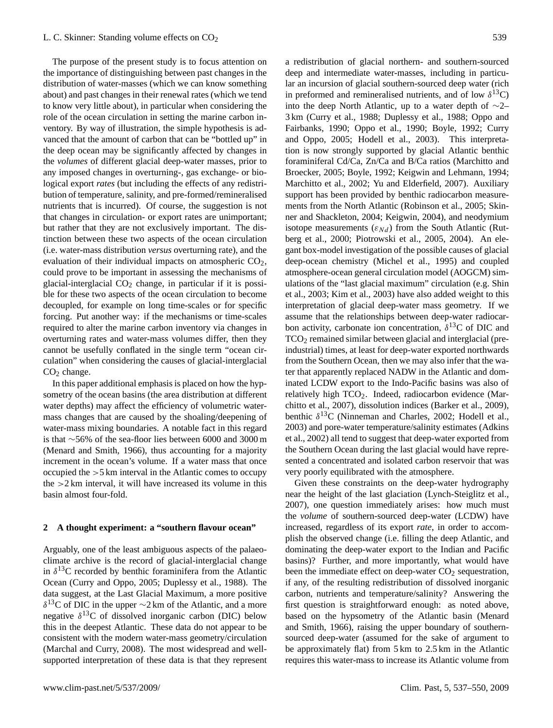The purpose of the present study is to focus attention on the importance of distinguishing between past changes in the distribution of water-masses (which we can know something about) and past changes in their renewal rates (which we tend to know very little about), in particular when considering the role of the ocean circulation in setting the marine carbon inventory. By way of illustration, the simple hypothesis is advanced that the amount of carbon that can be "bottled up" in the deep ocean may be significantly affected by changes in the *volumes* of different glacial deep-water masses, prior to any imposed changes in overturning-, gas exchange- or biological export *rates* (but including the effects of any redistribution of temperature, salinity, and pre-formed/remineralised nutrients that is incurred). Of course, the suggestion is not that changes in circulation- or export rates are unimportant; but rather that they are not exclusively important. The distinction between these two aspects of the ocean circulation (i.e. water-mass distribution *versus* overturning rate), and the evaluation of their individual impacts on atmospheric $CO_2$, could prove to be important in assessing the mechanisms of glacial-interglacial $CO_2$ change, in particular if it is possible for these two aspects of the ocean circulation to become decoupled, for example on long time-scales or for specific forcing. Put another way: if the mechanisms or time-scales required to alter the marine carbon inventory via changes in overturning rates and water-mass volumes differ, then they cannot be usefully conflated in the single term "ocean circulation" when considering the causes of glacial-interglacial $CO_2$ change.

In this paper additional emphasis is placed on how the hypsometry of the ocean basins (the area distribution at different water depths) may affect the efficiency of volumetric water-mass changes that are caused by the shoaling/deepening of water-mass mixing boundaries. A notable fact in this regard is that ∼56% of the sea-floor lies between 6000 and 3000 m (Menard and Smith, 1966), thus accounting for a majority increment in the ocean's volume. If a water mass that once occupied the >5 km interval in the Atlantic comes to occupy the >2 km interval, it will have increased its volume in this basin almost four-fold.

## 2 A thought experiment: a "southern flavour ocean"

Arguably, one of the least ambiguous aspects of the palaeoclimate archive is the record of glacial-interglacial change in $\delta^{13}C$ recorded by benthic foraminifera from the Atlantic Ocean (Curry and Oppo, 2005; Duplessy et al., 1988). The data suggest, at the Last Glacial Maximum, a more positive $\delta^{13}C$ of DIC in the upper ∼2 km of the Atlantic, and a more negative $\delta^{13}C$ of dissolved inorganic carbon (DIC) below this in the deepest Atlantic. These data do not appear to be consistent with the modern water-mass geometry/circulation (Marchal and Curry, 2008). The most widespread and well-supported interpretation of these data is that they represent a redistribution of glacial northern- and southern-sourced deep and intermediate water-masses, including in particular an incursion of glacial southern-sourced deep water (rich in preformed and remineralised nutrients, and of low $\delta^{13}C$) into the deep North Atlantic, up to a water depth of ∼2–3 km (Curry et al., 1988; Duplessy et al., 1988; Oppo and Fairbanks, 1990; Oppo et al., 1990; Boyle, 1992; Curry and Oppo, 2005; Hodell et al., 2003). This interpretation is now strongly supported by glacial Atlantic benthic foraminiferal Cd/Ca, Zn/Ca and B/Ca ratios (Marchitto and Broecker, 2005; Boyle, 1992; Keigwin and Lehmann, 1994; Marchitto et al., 2002; Yu and Elderfield, 2007). Auxiliary support has been provided by benthic radiocarbon measurements from the North Atlantic (Robinson et al., 2005; Skinner and Shackleton, 2004; Keigwin, 2004), and neodymium isotope measurements ($\varepsilon_{Nd}$) from the South Atlantic (Rutberg et al., 2000; Piotrowski et al., 2005, 2004). An elegant box-model investigation of the possible causes of glacial deep-ocean chemistry (Michel et al., 1995) and coupled atmosphere-ocean general circulation model (AOGCM) simulations of the "last glacial maximum" circulation (e.g. Shin et al., 2003; Kim et al., 2003) have also added weight to this interpretation of glacial deep-water mass geometry. If we assume that the relationships between deep-water radiocarbon activity, carbonate ion concentration, $\delta^{13}C$ of DIC and $TCO_2$ remained similar between glacial and interglacial (pre-industrial) times, at least for deep-water exported northwards from the Southern Ocean, then we may also infer that the water that apparently replaced NADW in the Atlantic and dominated LCDW export to the Indo-Pacific basins was also of relatively high $TCO_2$. Indeed, radiocarbon evidence (Marchitto et al., 2007), dissolution indices (Barker et al., 2009), benthic $\delta^{13}C$ (Ninneman and Charles, 2002; Hodell et al., 2003) and pore-water temperature/salinity estimates (Adkins et al., 2002) all tend to suggest that deep-water exported from the Southern Ocean during the last glacial would have represented a concentrated and isolated carbon reservoir that was very poorly equilibrated with the atmosphere.

Given these constraints on the deep-water hydrography near the height of the last glaciation (Lynch-Steiglitz et al., 2007), one question immediately arises: how much must the *volume* of southern-sourced deep-water (LCDW) have increased, regardless of its export *rate*, in order to accomplish the observed change (i.e. filling the deep Atlantic, and dominating the deep-water export to the Indian and Pacific basins)? Further, and more importantly, what would have been the immediate effect on deep-water $CO_2$ sequestration, if any, of the resulting redistribution of dissolved inorganic carbon, nutrients and temperature/salinity? Answering the first question is straightforward enough: as noted above, based on the hypsometry of the Atlantic basin (Menard and Smith, 1966), raising the upper boundary of southern-sourced deep-water (assumed for the sake of argument to be approximately flat) from 5 km to 2.5 km in the Atlantic requires this water-mass to increase its Atlantic volume from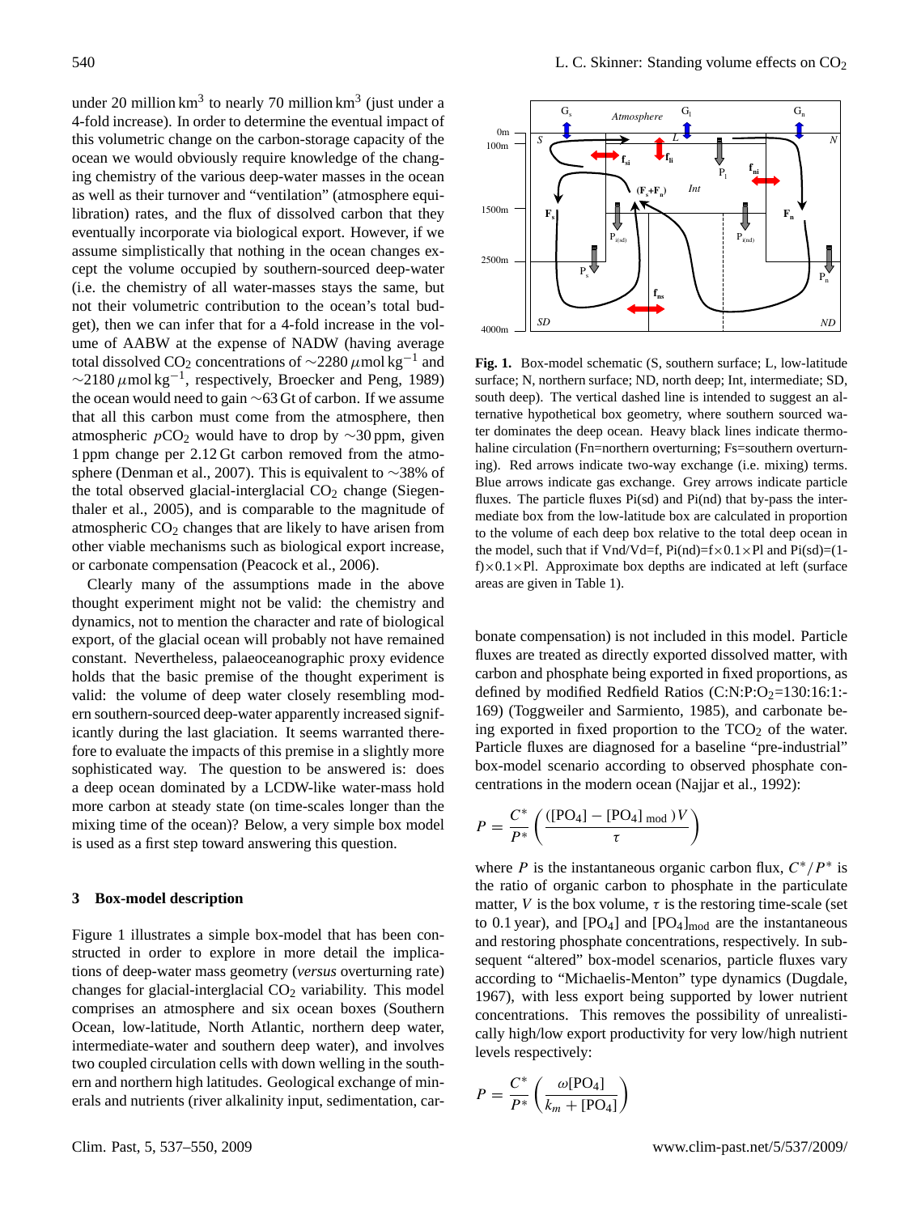under 20 million $km^3$ to nearly 70 million $km^3$ (just under a 4-fold increase). In order to determine the eventual impact of this volumetric change on the carbon-storage capacity of the ocean we would obviously require knowledge of the changing chemistry of the various deep-water masses in the ocean as well as their turnover and "ventilation" (atmosphere equilibration) rates, and the flux of dissolved carbon that they eventually incorporate via biological export. However, if we assume simplistically that nothing in the ocean changes except the volume occupied by southern-sourced deep-water (i.e. the chemistry of all water-masses stays the same, but not their volumetric contribution to the ocean's total budget), then we can infer that for a 4-fold increase in the volume of AABW at the expense of NADW (having average total dissolved $CO_2$ concentrations of ~2280 $\mu$mol $kg^{-1}$ and ~2180 $\mu$mol $kg^{-1}$, respectively, Broecker and Peng, 1989) the ocean would need to gain ~63 Gt of carbon. If we assume that all this carbon must come from the atmosphere, then atmospheric $pCO_2$ would have to drop by ~30 ppm, given 1 ppm change per 2.12 Gt carbon removed from the atmosphere (Denman et al., 2007). This is equivalent to ~38% of the total observed glacial-interglacial $CO_2$ change (Siegenthaler et al., 2005), and is comparable to the magnitude of atmospheric $CO_2$ changes that are likely to have arisen from other viable mechanisms such as biological export increase, or carbonate compensation (Peacock et al., 2006).

Clearly many of the assumptions made in the above thought experiment might not be valid: the chemistry and dynamics, not to mention the character and rate of biological export, of the glacial ocean will probably not have remained constant. Nevertheless, palaeoceanographic proxy evidence holds that the basic premise of the thought experiment is valid: the volume of deep water closely resembling modern southern-sourced deep-water apparently increased significantly during the last glaciation. It seems warranted therefore to evaluate the impacts of this premise in a slightly more sophisticated way. The question to be answered is: does a deep ocean dominated by a LCDW-like water-mass hold more carbon at steady state (on time-scales longer than the mixing time of the ocean)? Below, a very simple box model is used as a first step toward answering this question.

## 3 Box-model description

Figure 1 illustrates a simple box-model that has been constructed in order to explore in more detail the implications of deep-water mass geometry (*versus* overturning rate) changes for glacial-interglacial $CO_2$ variability. This model comprises an atmosphere and six ocean boxes (Southern Ocean, low-latitude, North Atlantic, northern deep water, intermediate-water and southern deep water), and involves two coupled circulation cells with down welling in the southern and northern high latitudes. Geological exchange of minerals and nutrients (river alkalinity input, sedimentation, carbonate compensation) is not included in this model. Particle fluxes are treated as directly exported dissolved matter, with carbon and phosphate being exported in fixed proportions, as defined by modified Redfield Ratios ($C:N:P:O_2$=130:16:1:-169) (Toggweiler and Sarmiento, 1985), and carbonate being exported in fixed proportion to the $TCO_2$ of the water. Particle fluxes are diagnosed for a baseline "pre-industrial" box-model scenario according to observed phosphate concentrations in the modern ocean (Najjar et al., 1992):

**Fig. 1.** Box-model schematic (S, southern surface; L, low-latitude surface; N, northern surface; ND, north deep; Int, intermediate; SD, south deep). The vertical dashed line is intended to suggest an alternative hypothetical box geometry, where southern sourced water dominates the deep ocean. Heavy black lines indicate thermohaline circulation (Fn=northern overturning; Fs=southern overturning). Red arrows indicate two-way exchange (i.e. mixing) terms. Blue arrows indicate gas exchange. Grey arrows indicate particle fluxes. The particle fluxes Pi(sd) and Pi(nd) that by-pass the intermediate box from the low-latitude box are calculated in proportion to the volume of each deep box relative to the total deep ocean in the model, such that if Vnd/Vd=f, Pi(nd)=f×0.1×Pl and Pi(sd)=(1-f)×0.1×Pl. Approximate box depths are indicated at left (surface areas are given in Table 1).

$$P = \frac{C^*}{P^*}\left(\frac{([PO_4] - [PO_4]_{\text{mod}})V}{\tau}\right)$$

where $P$ is the instantaneous organic carbon flux, $C^*/P^*$ is the ratio of organic carbon to phosphate in the particulate matter, $V$ is the box volume, $\tau$ is the restoring time-scale (set to 0.1 year), and $[PO_4]$ and $[PO_4]_{mod}$ are the instantaneous and restoring phosphate concentrations, respectively. In subsequent "altered" box-model scenarios, particle fluxes vary according to "Michaelis-Menton" type dynamics (Dugdale, 1967), with less export being supported by lower nutrient concentrations. This removes the possibility of unrealistically high/low export productivity for very low/high nutrient levels respectively:

$$P = \frac{C^*}{P^*}\left(\frac{\omega[PO_4]}{k_m + [PO_4]}\right)$$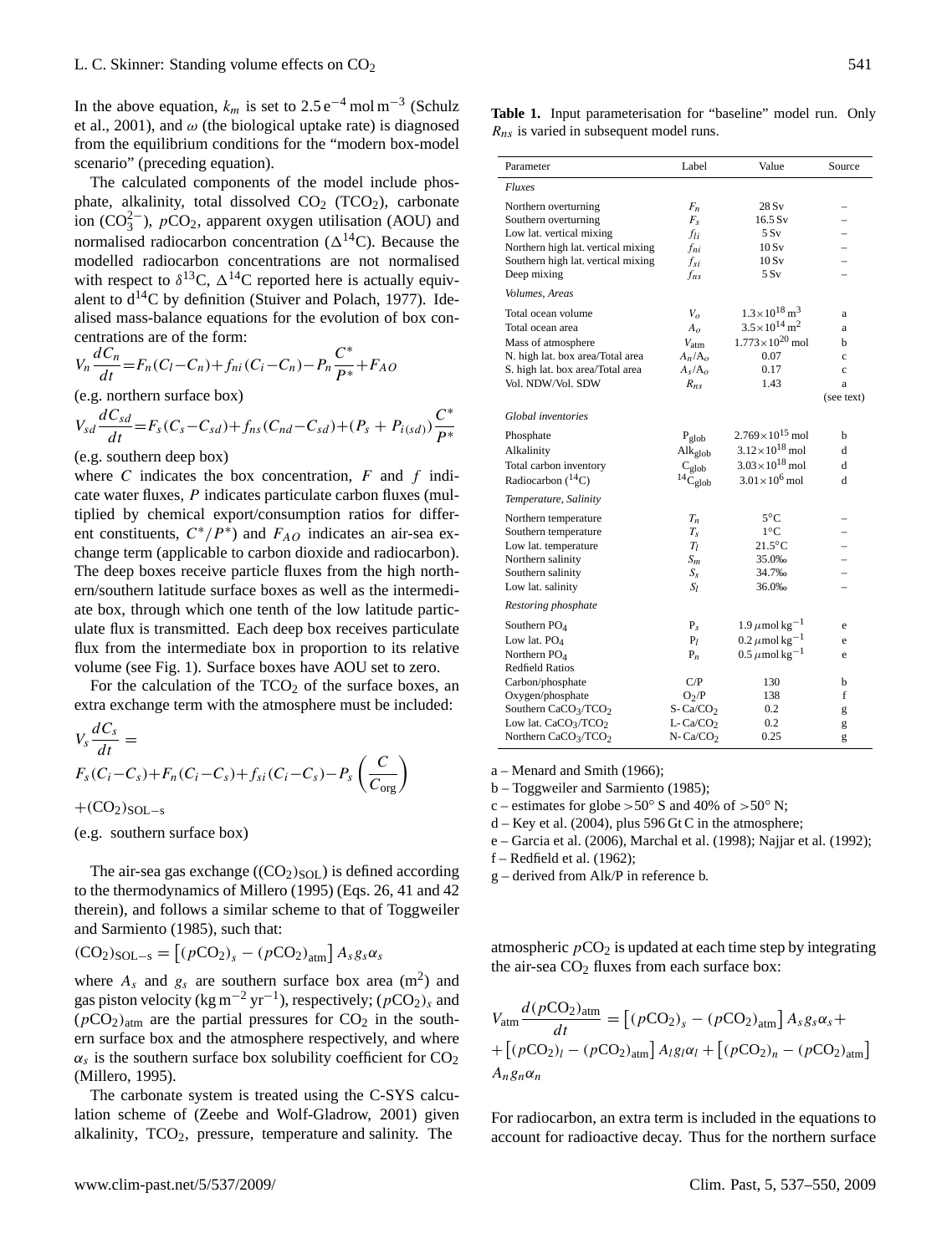In the above equation, $k_m$ is set to $2.5\,e^{-4}\,\text{mol}\,\text{m}^{-3}$ (Schulz et al., 2001), and $\omega$ (the biological uptake rate) is diagnosed from the equilibrium conditions for the "modern box-model scenario" (preceding equation).

The calculated components of the model include phosphate, alkalinity, total dissolved $CO_2$ ($TCO_2$), carbonate ion ($CO_3^{2-}$), $pCO_2$, apparent oxygen utilisation (AOU) and normalised radiocarbon concentration ($\Delta^{14}C$). Because the modelled radiocarbon concentrations are not normalised with respect to $\delta^{13}C$, $\Delta^{14}C$ reported here is actually equivalent to $d^{14}C$ by definition (Stuiver and Polach, 1977). Idealised mass-balance equations for the evolution of box concentrations are of the form:

$$V_n \frac{dC_n}{dt} = F_n(C_l - C_n) + f_{ni}(C_i - C_n) - P_n \frac{C^*}{P^*} + F_{AO}$$

(e.g. northern surface box)

$$V_{sd} \frac{dC_{sd}}{dt} = F_s(C_s - C_{sd}) + f_{ns}(C_{nd} - C_{sd}) + (P_s + P_{i(sd)}) \frac{C^*}{P^*}$$

(e.g. southern deep box)

where $C$ indicates the box concentration, $F$ and $f$ indicate water fluxes, $P$ indicates particulate carbon fluxes (multiplied by chemical export/consumption ratios for different constituents, $C^*/P^*$) and $F_{AO}$ indicates an air-sea exchange term (applicable to carbon dioxide and radiocarbon). The deep boxes receive particle fluxes from the high northern/southern latitude surface boxes as well as the intermediate box, through which one tenth of the low latitude particulate flux is transmitted. Each deep box receives particulate flux from the intermediate box in proportion to its relative volume (see Fig. 1). Surface boxes have AOU set to zero.

For the calculation of the $TCO_2$ of the surface boxes, an extra exchange term with the atmosphere must be included:

$$V_s \frac{dC_s}{dt} = F_s(C_i - C_s) + F_n(C_i - C_s) + f_{si}(C_i - C_s) - P_s\left(\frac{C}{C_{\text{org}}}\right) + (CO_2)_{\text{SOL}-s}$$

(e.g. southern surface box)

The air-sea gas exchange ($(CO_2)_{\text{SOL}}$) is defined according to the thermodynamics of Millero (1995) (Eqs. 26, 41 and 42 therein), and follows a similar scheme to that of Toggweiler and Sarmiento (1985), such that:

$$(CO_2)_{\text{SOL}-s} = \left[(pCO_2)_s - (pCO_2)_{\text{atm}}\right] A_s g_s \alpha_s$$

where $A_s$ and $g_s$ are southern surface box area ($\text{m}^2$) and gas piston velocity ($\text{kg}\,\text{m}^{-2}\,\text{yr}^{-1}$), respectively; $(pCO_2)_s$ and $(pCO_2)_{\text{atm}}$ are the partial pressures for $CO_2$ in the southern surface box and the atmosphere respectively, and where $\alpha_s$ is the southern surface box solubility coefficient for $CO_2$ (Millero, 1995).

The carbonate system is treated using the C-SYS calculation scheme of (Zeebe and Wolf-Gladrow, 2001) given alkalinity, $TCO_2$, pressure, temperature and salinity. The atmospheric $pCO_2$ is updated at each time step by integrating the air-sea $CO_2$ fluxes from each surface box:

$$V_{\text{atm}} \frac{d(pCO_2)_{\text{atm}}}{dt} = \left[(pCO_2)_s - (pCO_2)_{\text{atm}}\right] A_s g_s \alpha_s + \left[(pCO_2)_l - (pCO_2)_{\text{atm}}\right] A_l g_l \alpha_l + \left[(pCO_2)_n - (pCO_2)_{\text{atm}}\right] A_n g_n \alpha_n$$

For radiocarbon, an extra term is included in the equations to account for radioactive decay. Thus for the northern surface

**Table 1.** Input parameterisation for "baseline" model run. Only $R_{ns}$ is varied in subsequent model runs.

| Parameter | Label | Value | Source |
|---|---|---|---|
| *Fluxes* | | | |
| Northern overturning | $F_n$ | 28 Sv | – |
| Southern overturning | $F_s$ | 16.5 Sv | – |
| Low lat. vertical mixing | $f_{li}$ | 5 Sv | – |
| Northern high lat. vertical mixing | $f_{ni}$ | 10 Sv | – |
| Southern high lat. vertical mixing | $f_{si}$ | 10 Sv | – |
| Deep mixing | $f_{ns}$ | 5 Sv | – |
| *Volumes, Areas* | | | |
| Total ocean volume | $V_o$ | $1.3\times10^{18}\,\text{m}^3$ | a |
| Total ocean area | $A_o$ | $3.5\times10^{14}\,\text{m}^2$ | a |
| Mass of atmosphere | $V_{\text{atm}}$ | $1.773\times10^{20}$ mol | b |
| N. high lat. box area/Total area | $A_n/A_o$ | 0.07 | c |
| S. high lat. box area/Total area | $A_s/A_o$ | 0.17 | c |
| Vol. NDW/Vol. SDW | $R_{ns}$ | 1.43 | a (see text) |
| *Global inventories* | | | |
| Phosphate | $P_{\text{glob}}$ | $2.769\times10^{15}$ mol | b |
| Alkalinity | $\text{Alk}_{\text{glob}}$ | $3.12\times10^{18}$ mol | d |
| Total carbon inventory | $C_{\text{glob}}$ | $3.03\times10^{18}$ mol | d |
| Radiocarbon ($^{14}C$) | $^{14}C_{\text{glob}}$ | $3.01\times10^{6}$ mol | d |
| *Temperature, Salinity* | | | |
| Northern temperature | $T_n$ | 5°C | – |
| Southern temperature | $T_s$ | 1°C | – |
| Low lat. temperature | $T_l$ | 21.5°C | – |
| Northern salinity | $S_m$ | 35.0‰ | – |
| Southern salinity | $S_s$ | 34.7‰ | – |
| Low lat. salinity | $S_l$ | 36.0‰ | – |
| *Restoring phosphate* | | | |
| Southern $PO_4$ | $P_s$ | $1.9\,\mu\text{mol}\,\text{kg}^{-1}$ | e |
| Low lat. $PO_4$ | $P_l$ | $0.2\,\mu\text{mol}\,\text{kg}^{-1}$ | e |
| Northern $PO_4$ | $P_n$ | $0.5\,\mu\text{mol}\,\text{kg}^{-1}$ | e |
| Redfield Ratios | | | |
| Carbon/phosphate | C/P | 130 | b |
| Oxygen/phosphate | $O_2$/P | 138 | f |
| Southern $CaCO_3/TCO_2$ | S-$Ca/CO_2$ | 0.2 | g |
| Low lat. $CaCO_3/TCO_2$ | L-$Ca/CO_2$ | 0.2 | g |
| Northern $CaCO_3/TCO_2$ | N-$Ca/CO_2$ | 0.25 | g |

a – Menard and Smith (1966);
b – Toggweiler and Sarmiento (1985);
c – estimates for globe >50° S and 40% of >50° N;
d – Key et al. (2004), plus 596 Gt C in the atmosphere;
e – Garcia et al. (2006), Marchal et al. (1998); Najjar et al. (1992);
f – Redfield et al. (1962);
g – derived from Alk/P in reference b.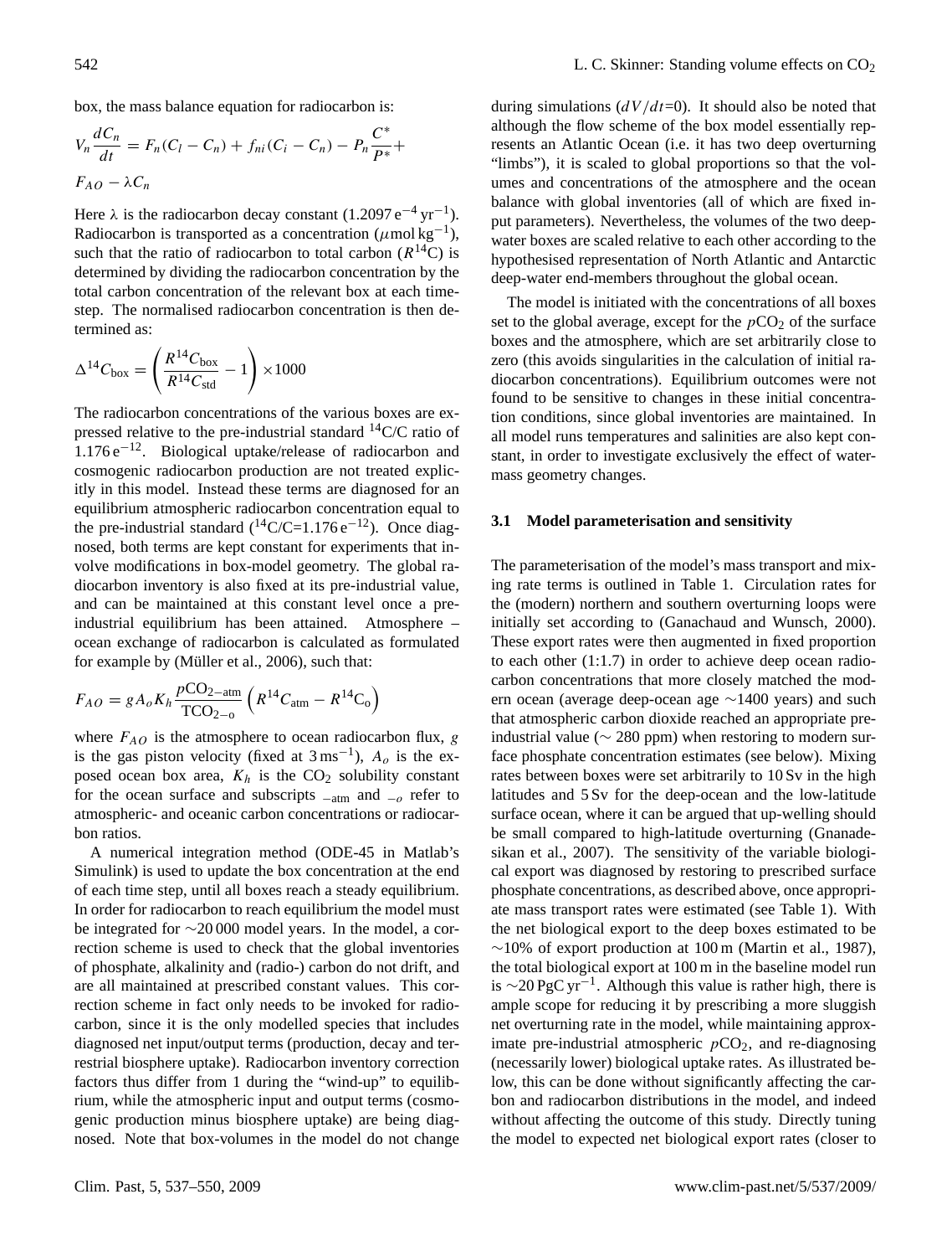box, the mass balance equation for radiocarbon is:

$$V_n \frac{dC_n}{dt} = F_n(C_l - C_n) + f_{ni}(C_i - C_n) - P_n \frac{C^*}{P^*} +$$
$$F_{AO} - \lambda C_n$$

Here $\lambda$ is the radiocarbon decay constant ($1.2097\,e^{-4}\,yr^{-1}$). Radiocarbon is transported as a concentration ($\mu mol\,kg^{-1}$), such that the ratio of radiocarbon to total carbon ($R^{14}C$) is determined by dividing the radiocarbon concentration by the total carbon concentration of the relevant box at each timestep. The normalised radiocarbon concentration is then determined as:

$$\Delta^{14}C_{box} = \left( \frac{R^{14}C_{box}}{R^{14}C_{std}} - 1 \right) \times 1000$$

The radiocarbon concentrations of the various boxes are expressed relative to the pre-industrial standard $^{14}C/C$ ratio of $1.176\,e^{-12}$. Biological uptake/release of radiocarbon and cosmogenic radiocarbon production are not treated explicitly in this model. Instead these terms are diagnosed for an equilibrium atmospheric radiocarbon concentration equal to the pre-industrial standard ($^{14}C/C=1.176\,e^{-12}$). Once diagnosed, both terms are kept constant for experiments that involve modifications in box-model geometry. The global radiocarbon inventory is also fixed at its pre-industrial value, and can be maintained at this constant level once a pre-industrial equilibrium has been attained. Atmosphere – ocean exchange of radiocarbon is calculated as formulated for example by (Müller et al., 2006), such that:

$$F_{AO} = g A_o K_h \frac{pCO_{2-atm}}{TCO_{2-o}} \left( R^{14}C_{atm} - R^{14}C_o \right)$$

where $F_{AO}$ is the atmosphere to ocean radiocarbon flux, $g$ is the gas piston velocity (fixed at $3\,ms^{-1}$), $A_o$ is the exposed ocean box area, $K_h$ is the $CO_2$ solubility constant for the ocean surface and subscripts $_{-atm}$ and $_{-o}$ refer to atmospheric- and oceanic carbon concentrations or radiocarbon ratios.

A numerical integration method (ODE-45 in Matlab's Simulink) is used to update the box concentration at the end of each time step, until all boxes reach a steady equilibrium. In order for radiocarbon to reach equilibrium the model must be integrated for ~20 000 model years. In the model, a correction scheme is used to check that the global inventories of phosphate, alkalinity and (radio-) carbon do not drift, and are all maintained at prescribed constant values. This correction scheme in fact only needs to be invoked for radiocarbon, since it is the only modelled species that includes diagnosed net input/output terms (production, decay and terrestrial biosphere uptake). Radiocarbon inventory correction factors thus differ from 1 during the "wind-up" to equilibrium, while the atmospheric input and output terms (cosmogenic production minus biosphere uptake) are being diagnosed. Note that box-volumes in the model do not change during simulations ($dV/dt=0$). It should also be noted that although the flow scheme of the box model essentially represents an Atlantic Ocean (i.e. it has two deep overturning "limbs"), it is scaled to global proportions so that the volumes and concentrations of the atmosphere and the ocean balance with global inventories (all of which are fixed input parameters). Nevertheless, the volumes of the two deep-water boxes are scaled relative to each other according to the hypothesised representation of North Atlantic and Antarctic deep-water end-members throughout the global ocean.

The model is initiated with the concentrations of all boxes set to the global average, except for the $pCO_2$ of the surface boxes and the atmosphere, which are set arbitrarily close to zero (this avoids singularities in the calculation of initial radiocarbon concentrations). Equilibrium outcomes were not found to be sensitive to changes in these initial concentration conditions, since global inventories are maintained. In all model runs temperatures and salinities are also kept constant, in order to investigate exclusively the effect of water-mass geometry changes.

### 3.1 Model parameterisation and sensitivity

The parameterisation of the model's mass transport and mixing rate terms is outlined in Table 1. Circulation rates for the (modern) northern and southern overturning loops were initially set according to (Ganachaud and Wunsch, 2000). These export rates were then augmented in fixed proportion to each other (1:1.7) in order to achieve deep ocean radiocarbon concentrations that more closely matched the modern ocean (average deep-ocean age ~1400 years) and such that atmospheric carbon dioxide reached an appropriate pre-industrial value (~ 280 ppm) when restoring to modern surface phosphate concentration estimates (see below). Mixing rates between boxes were set arbitrarily to 10 Sv in the high latitudes and 5 Sv for the deep-ocean and the low-latitude surface ocean, where it can be argued that up-welling should be small compared to high-latitude overturning (Gnanadesikan et al., 2007). The sensitivity of the variable biological export was diagnosed by restoring to prescribed surface phosphate concentrations, as described above, once appropriate mass transport rates were estimated (see Table 1). With the net biological export to the deep boxes estimated to be ~10% of export production at 100 m (Martin et al., 1987), the total biological export at 100 m in the baseline model run is ~20 $PgC\,yr^{-1}$. Although this value is rather high, there is ample scope for reducing it by prescribing a more sluggish net overturning rate in the model, while maintaining approximate pre-industrial atmospheric $pCO_2$, and re-diagnosing (necessarily lower) biological uptake rates. As illustrated below, this can be done without significantly affecting the carbon and radiocarbon distributions in the model, and indeed without affecting the outcome of this study. Directly tuning the model to expected net biological export rates (closer to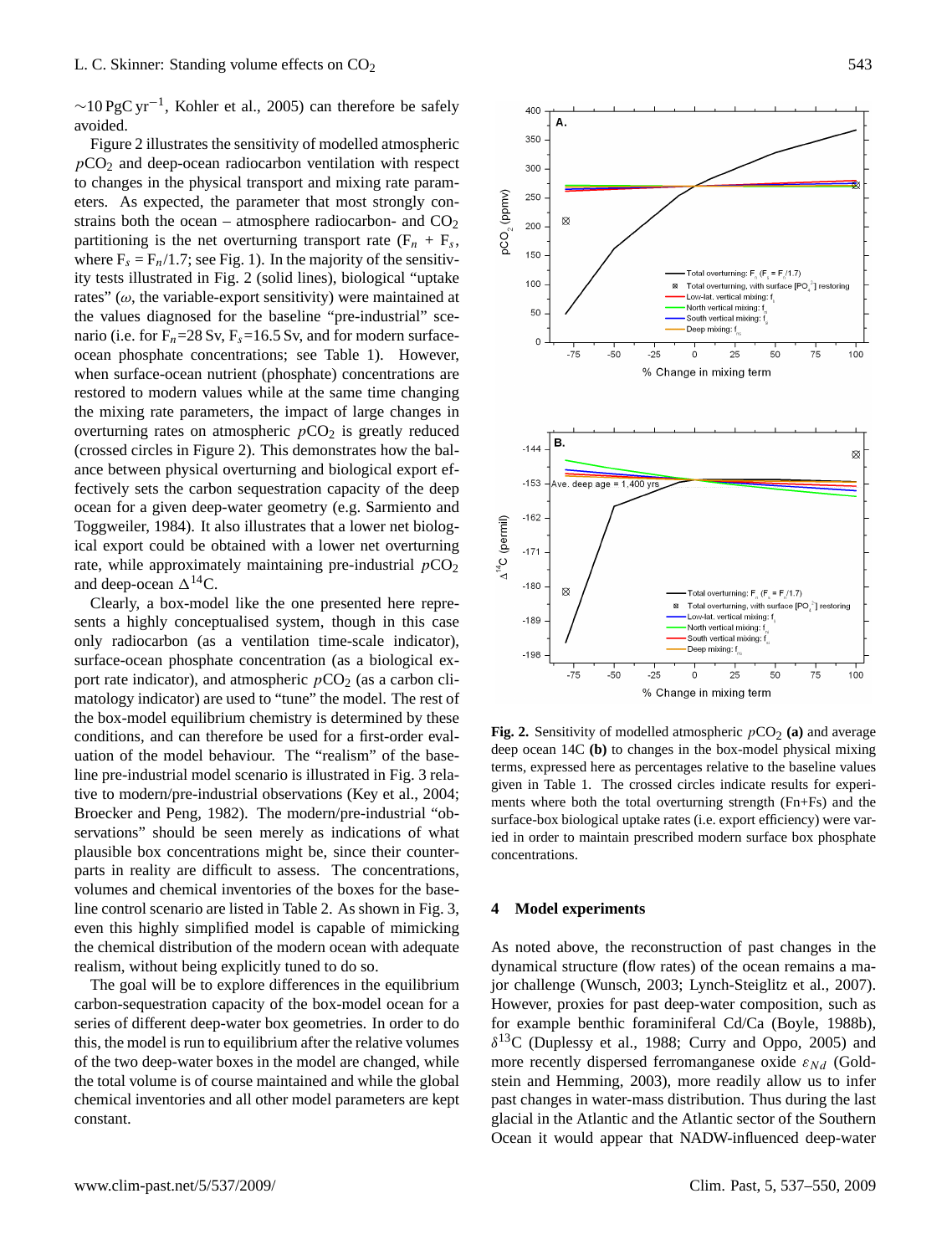~10 PgC $yr^{-1}$, Kohler et al., 2005) can therefore be safely avoided.

Figure 2 illustrates the sensitivity of modelled atmospheric $pCO_2$ and deep-ocean radiocarbon ventilation with respect to changes in the physical transport and mixing rate parameters. As expected, the parameter that most strongly constrains both the ocean – atmosphere radiocarbon- and $CO_2$ partitioning is the net overturning transport rate ($F_n$ + $F_s$, where $F_s = F_n/1.7$; see Fig. 1). In the majority of the sensitivity tests illustrated in Fig. 2 (solid lines), biological "uptake rates" ($\omega$, the variable-export sensitivity) were maintained at the values diagnosed for the baseline "pre-industrial" scenario (i.e. for $F_n$=28 Sv, $F_s$=16.5 Sv, and for modern surface-ocean phosphate concentrations; see Table 1). However, when surface-ocean nutrient (phosphate) concentrations are restored to modern values while at the same time changing the mixing rate parameters, the impact of large changes in overturning rates on atmospheric $pCO_2$ is greatly reduced (crossed circles in Figure 2). This demonstrates how the balance between physical overturning and biological export effectively sets the carbon sequestration capacity of the deep ocean for a given deep-water geometry (e.g. Sarmiento and Toggweiler, 1984). It also illustrates that a lower net biological export could be obtained with a lower net overturning rate, while approximately maintaining pre-industrial $pCO_2$ and deep-ocean $\Delta^{14}C$.

Clearly, a box-model like the one presented here represents a highly conceptualised system, though in this case only radiocarbon (as a ventilation time-scale indicator), surface-ocean phosphate concentration (as a biological export rate indicator), and atmospheric $pCO_2$ (as a carbon climatology indicator) are used to "tune" the model. The rest of the box-model equilibrium chemistry is determined by these conditions, and can therefore be used for a first-order evaluation of the model behaviour. The "realism" of the baseline pre-industrial model scenario is illustrated in Fig. 3 relative to modern/pre-industrial observations (Key et al., 2004; Broecker and Peng, 1982). The modern/pre-industrial "observations" should be seen merely as indications of what plausible box concentrations might be, since their counterparts in reality are difficult to assess. The concentrations, volumes and chemical inventories of the boxes for the baseline control scenario are listed in Table 2. As shown in Fig. 3, even this highly simplified model is capable of mimicking the chemical distribution of the modern ocean with adequate realism, without being explicitly tuned to do so.

The goal will be to explore differences in the equilibrium carbon-sequestration capacity of the box-model ocean for a series of different deep-water box geometries. In order to do this, the model is run to equilibrium after the relative volumes of the two deep-water boxes in the model are changed, while the total volume is of course maintained and while the global chemical inventories and all other model parameters are kept constant.

**Fig. 2.** Sensitivity of modelled atmospheric $pCO_2$ **(a)** and average deep ocean 14C **(b)** to changes in the box-model physical mixing terms, expressed here as percentages relative to the baseline values given in Table 1. The crossed circles indicate results for experiments where both the total overturning strength (Fn+Fs) and the surface-box biological uptake rates (i.e. export efficiency) were varied in order to maintain prescribed modern surface box phosphate concentrations.

## 4 Model experiments

As noted above, the reconstruction of past changes in the dynamical structure (flow rates) of the ocean remains a major challenge (Wunsch, 2003; Lynch-Steiglitz et al., 2007). However, proxies for past deep-water composition, such as for example benthic foraminiferal Cd/Ca (Boyle, 1988b), $\delta^{13}C$ (Duplessy et al., 1988; Curry and Oppo, 2005) and more recently dispersed ferromanganese oxide $\varepsilon_{Nd}$ (Goldstein and Hemming, 2003), more readily allow us to infer past changes in water-mass distribution. Thus during the last glacial in the Atlantic and the Atlantic sector of the Southern Ocean it would appear that NADW-influenced deep-water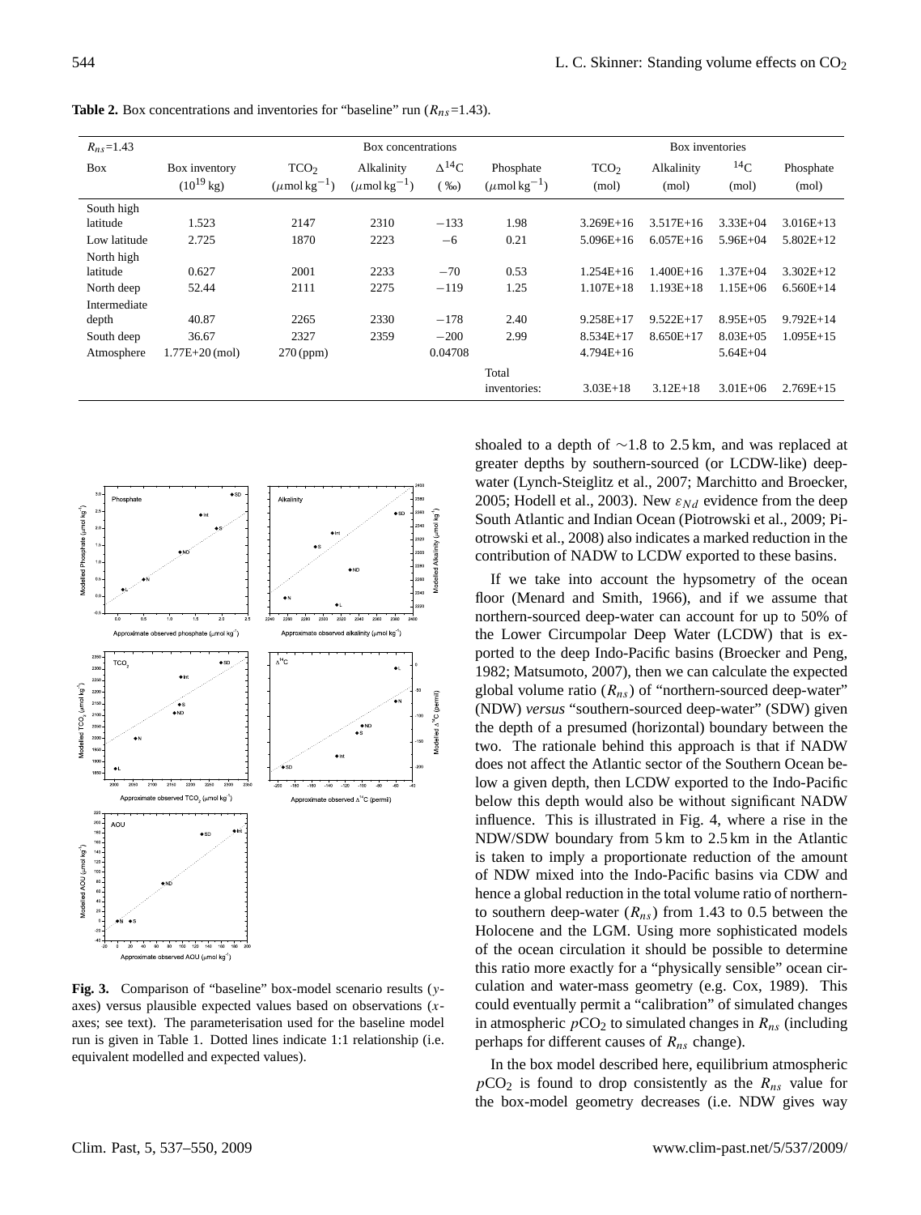**Table 2.** Box concentrations and inventories for "baseline" run ($R_{ns}$=1.43).

| $R_{ns}$=1.43 | | Box concentrations | | | | Box inventories | | | |
|---|---|---|---|---|---|---|---|---|---|
| Box | Box inventory ($10^{19}$ kg) | $TCO_2$ ($\mu$mol kg$^{-1}$) | Alkalinity ($\mu$mol kg$^{-1}$) | $\Delta^{14}C$ (‰) | Phosphate ($\mu$mol kg$^{-1}$) | $TCO_2$ (mol) | Alkalinity (mol) | $^{14}C$ (mol) | Phosphate (mol) |
| South high latitude | 1.523 | 2147 | 2310 | −133 | 1.98 | 3.269E+16 | 3.517E+16 | 3.33E+04 | 3.016E+13 |
| Low latitude | 2.725 | 1870 | 2223 | −6 | 0.21 | 5.096E+16 | 6.057E+16 | 5.96E+04 | 5.802E+12 |
| North high latitude | 0.627 | 2001 | 2233 | −70 | 0.53 | 1.254E+16 | 1.400E+16 | 1.37E+04 | 3.302E+12 |
| North deep | 52.44 | 2111 | 2275 | −119 | 1.25 | 1.107E+18 | 1.193E+18 | 1.15E+06 | 6.560E+14 |
| Intermediate depth | 40.87 | 2265 | 2330 | −178 | 2.40 | 9.258E+17 | 9.522E+17 | 8.95E+05 | 9.792E+14 |
| South deep | 36.67 | 2327 | 2359 | −200 | 2.99 | 8.534E+17 | 8.650E+17 | 8.03E+05 | 1.095E+15 |
| Atmosphere | 1.77E+20 (mol) | 270 (ppm) | | 0.04708 | | 4.794E+16 | | 5.64E+04 | |
| | | | | | Total inventories: | 3.03E+18 | 3.12E+18 | 3.01E+06 | 2.769E+15 |

**Fig. 3.** Comparison of "baseline" box-model scenario results ($y$-axes) versus plausible expected values based on observations ($x$-axes; see text). The parameterisation used for the baseline model run is given in Table 1. Dotted lines indicate 1:1 relationship (i.e. equivalent modelled and expected values).

shoaled to a depth of ~1.8 to 2.5 km, and was replaced at greater depths by southern-sourced (or LCDW-like) deep-water (Lynch-Steiglitz et al., 2007; Marchitto and Broecker, 2005; Hodell et al., 2003). New $\varepsilon_{Nd}$ evidence from the deep South Atlantic and Indian Ocean (Piotrowski et al., 2009; Piotrowski et al., 2008) also indicates a marked reduction in the contribution of NADW to LCDW exported to these basins.

If we take into account the hypsometry of the ocean floor (Menard and Smith, 1966), and if we assume that northern-sourced deep-water can account for up to 50% of the Lower Circumpolar Deep Water (LCDW) that is exported to the deep Indo-Pacific basins (Broecker and Peng, 1982; Matsumoto, 2007), then we can calculate the expected global volume ratio ($R_{ns}$) of "northern-sourced deep-water" (NDW) *versus* "southern-sourced deep-water" (SDW) given the depth of a presumed (horizontal) boundary between the two. The rationale behind this approach is that if NADW does not affect the Atlantic sector of the Southern Ocean below a given depth, then LCDW exported to the Indo-Pacific below this depth would also be without significant NADW influence. This is illustrated in Fig. 4, where a rise in the NDW/SDW boundary from 5 km to 2.5 km in the Atlantic is taken to imply a proportionate reduction of the amount of NDW mixed into the Indo-Pacific basins via CDW and hence a global reduction in the total volume ratio of northern-to southern deep-water ($R_{ns}$) from 1.43 to 0.5 between the Holocene and the LGM. Using more sophisticated models of the ocean circulation it should be possible to determine this ratio more exactly for a "physically sensible" ocean circulation and water-mass geometry (e.g. Cox, 1989). This could eventually permit a "calibration" of simulated changes in atmospheric $pCO_2$ to simulated changes in $R_{ns}$ (including perhaps for different causes of $R_{ns}$ change).

In the box model described here, equilibrium atmospheric $pCO_2$ is found to drop consistently as the $R_{ns}$ value for the box-model geometry decreases (i.e. NDW gives way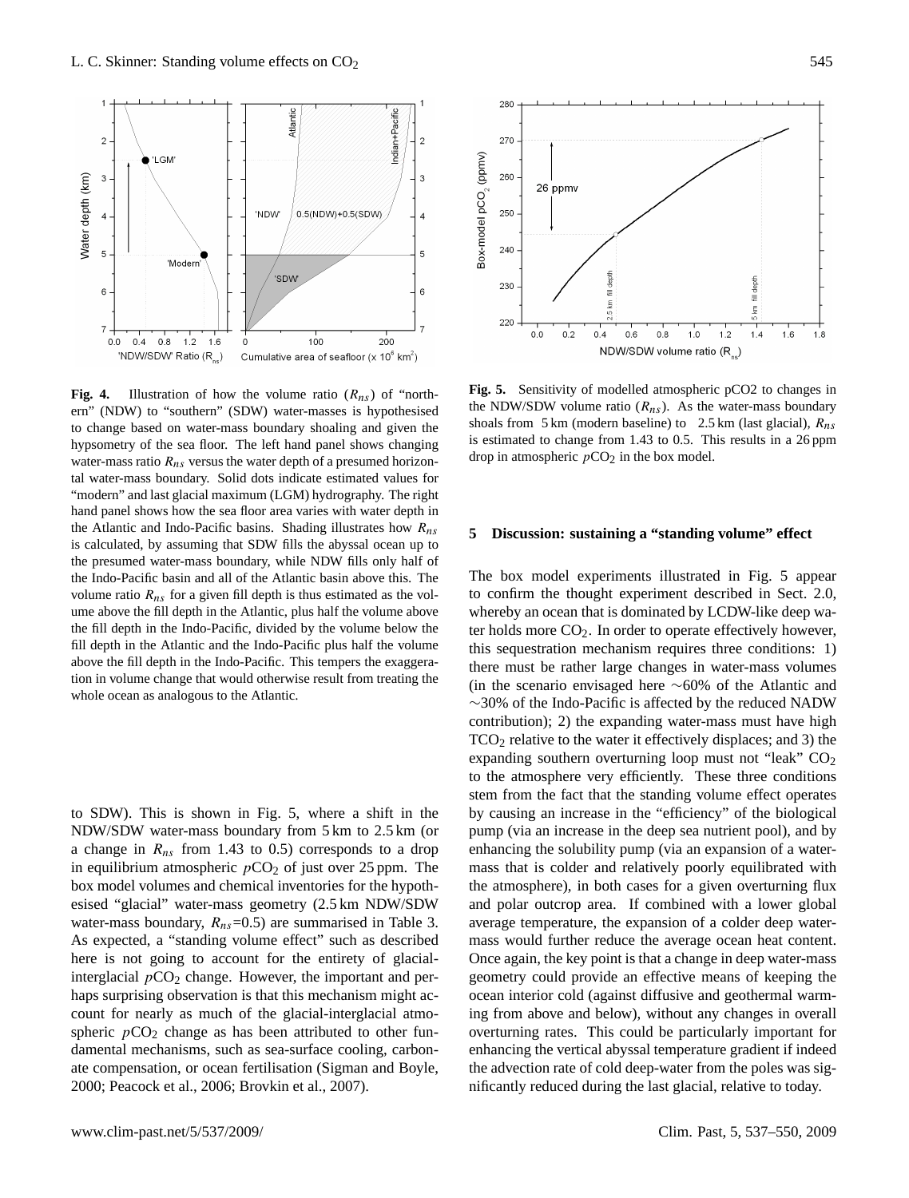**Fig. 4.** Illustration of how the volume ratio ($R_{ns}$) of "northern" (NDW) to "southern" (SDW) water-masses is hypothesised to change based on water-mass boundary shoaling and given the hypsometry of the sea floor. The left hand panel shows changing water-mass ratio $R_{ns}$ versus the water depth of a presumed horizontal water-mass boundary. Solid dots indicate estimated values for "modern" and last glacial maximum (LGM) hydrography. The right hand panel shows how the sea floor area varies with water depth in the Atlantic and Indo-Pacific basins. Shading illustrates how $R_{ns}$ is calculated, by assuming that SDW fills the abyssal ocean up to the presumed water-mass boundary, while NDW fills only half of the Indo-Pacific basin and all of the Atlantic basin above this. The volume ratio $R_{ns}$ for a given fill depth is thus estimated as the volume above the fill depth in the Atlantic, plus half the volume above the fill depth in the Indo-Pacific, divided by the volume below the fill depth in the Atlantic and the Indo-Pacific plus half the volume above the fill depth in the Indo-Pacific. This tempers the exaggeration in volume change that would otherwise result from treating the whole ocean as analogous to the Atlantic.

**Fig. 5.** Sensitivity of modelled atmospheric pCO2 to changes in the NDW/SDW volume ratio ($R_{ns}$). As the water-mass boundary shoals from 5 km (modern baseline) to 2.5 km (last glacial), $R_{ns}$ is estimated to change from 1.43 to 0.5. This results in a 26 ppm drop in atmospheric $p\mathrm{CO_2}$ in the box model.

to SDW). This is shown in Fig. 5, where a shift in the NDW/SDW water-mass boundary from 5 km to 2.5 km (or a change in $R_{ns}$ from 1.43 to 0.5) corresponds to a drop in equilibrium atmospheric $p\mathrm{CO_2}$ of just over 25 ppm. The box model volumes and chemical inventories for the hypothesised "glacial" water-mass geometry (2.5 km NDW/SDW water-mass boundary, $R_{ns}$=0.5) are summarised in Table 3. As expected, a "standing volume effect" such as described here is not going to account for the entirety of glacial-interglacial $p\mathrm{CO_2}$ change. However, the important and perhaps surprising observation is that this mechanism might account for nearly as much of the glacial-interglacial atmospheric $p\mathrm{CO_2}$ change as has been attributed to other fundamental mechanisms, such as sea-surface cooling, carbonate compensation, or ocean fertilisation (Sigman and Boyle, 2000; Peacock et al., 2006; Brovkin et al., 2007).

## 5 Discussion: sustaining a "standing volume" effect

The box model experiments illustrated in Fig. 5 appear to confirm the thought experiment described in Sect. 2.0, whereby an ocean that is dominated by LCDW-like deep water holds more $\mathrm{CO_2}$. In order to operate effectively however, this sequestration mechanism requires three conditions: 1) there must be rather large changes in water-mass volumes (in the scenario envisaged here ~60% of the Atlantic and ~30% of the Indo-Pacific is affected by the reduced NADW contribution); 2) the expanding water-mass must have high $\mathrm{TCO_2}$ relative to the water it effectively displaces; and 3) the expanding southern overturning loop must not "leak" $\mathrm{CO_2}$ to the atmosphere very efficiently. These three conditions stem from the fact that the standing volume effect operates by causing an increase in the "efficiency" of the biological pump (via an increase in the deep sea nutrient pool), and by enhancing the solubility pump (via an expansion of a water-mass that is colder and relatively poorly equilibrated with the atmosphere), in both cases for a given overturning flux and polar outcrop area. If combined with a lower global average temperature, the expansion of a colder deep water-mass would further reduce the average ocean heat content. Once again, the key point is that a change in deep water-mass geometry could provide an effective means of keeping the ocean interior cold (against diffusive and geothermal warming from above and below), without any changes in overall overturning rates. This could be particularly important for enhancing the vertical abyssal temperature gradient if indeed the advection rate of cold deep-water from the poles was significantly reduced during the last glacial, relative to today.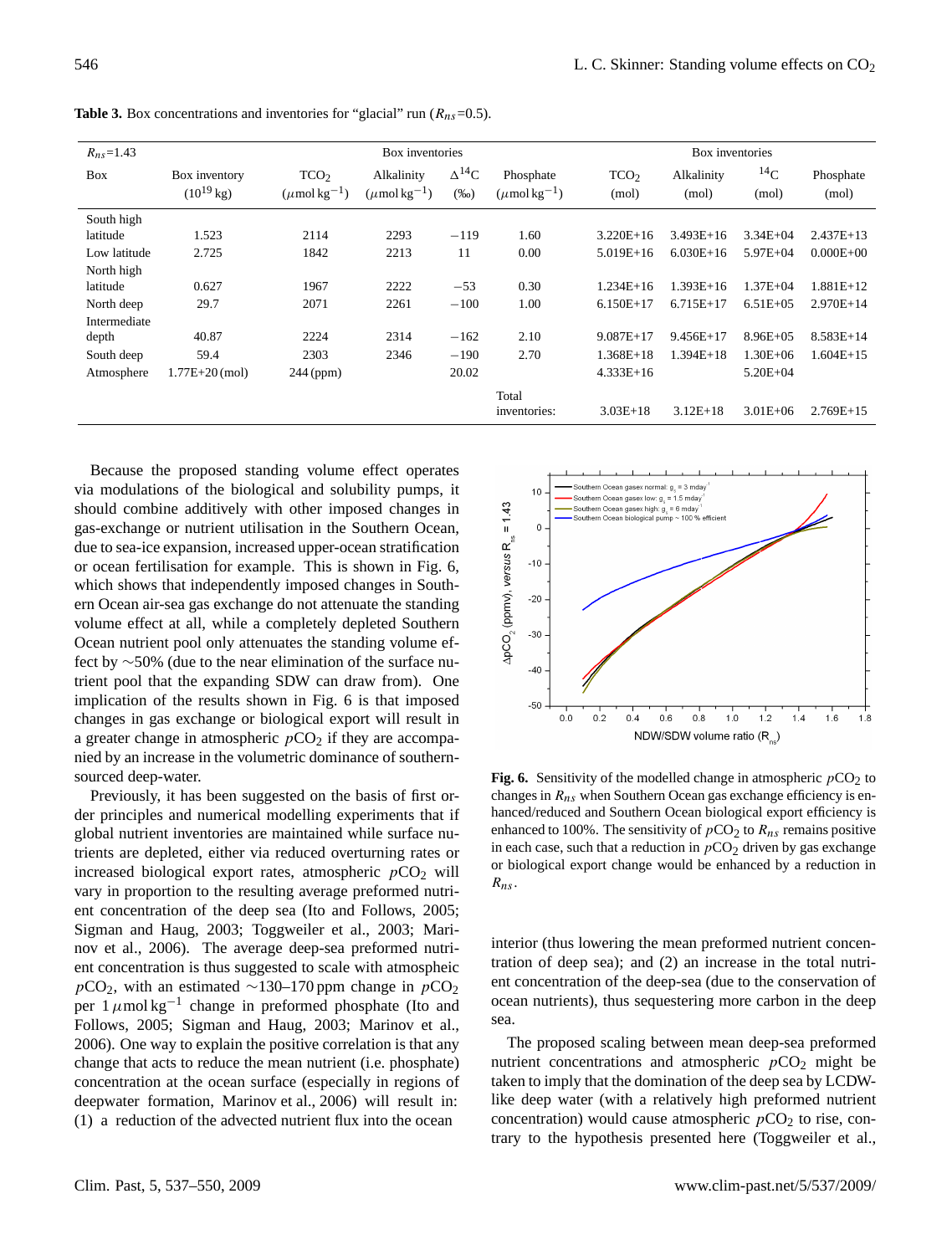**Table 3.** Box concentrations and inventories for "glacial" run ($R_{ns}$=0.5).

| $R_{ns}$=1.43 | | Box inventories | | | | Box inventories | | | |
|---|---|---|---|---|---|---|---|---|---|
| Box | Box inventory ($10^{19}$ kg) | $TCO_2$ ($\mu$mol kg$^{-1}$) | Alkalinity ($\mu$mol kg$^{-1}$) | $\Delta^{14}C$ (‰) | Phosphate ($\mu$mol kg$^{-1}$) | $TCO_2$ (mol) | Alkalinity (mol) | $^{14}C$ (mol) | Phosphate (mol) |
| South high latitude | 1.523 | 2114 | 2293 | −119 | 1.60 | 3.220E+16 | 3.493E+16 | 3.34E+04 | 2.437E+13 |
| Low latitude | 2.725 | 1842 | 2213 | 11 | 0.00 | 5.019E+16 | 6.030E+16 | 5.97E+04 | 0.000E+00 |
| North high latitude | 0.627 | 1967 | 2222 | −53 | 0.30 | 1.234E+16 | 1.393E+16 | 1.37E+04 | 1.881E+12 |
| North deep | 29.7 | 2071 | 2261 | −100 | 1.00 | 6.150E+17 | 6.715E+17 | 6.51E+05 | 2.970E+14 |
| Intermediate depth | 40.87 | 2224 | 2314 | −162 | 2.10 | 9.087E+17 | 9.456E+17 | 8.96E+05 | 8.583E+14 |
| South deep | 59.4 | 2303 | 2346 | −190 | 2.70 | 1.368E+18 | 1.394E+18 | 1.30E+06 | 1.604E+15 |
| Atmosphere | 1.77E+20 (mol) | 244 (ppm) | | 20.02 | | 4.333E+16 | | 5.20E+04 | |
| | | | | | Total inventories: | 3.03E+18 | 3.12E+18 | 3.01E+06 | 2.769E+15 |

Because the proposed standing volume effect operates via modulations of the biological and solubility pumps, it should combine additively with other imposed changes in gas-exchange or nutrient utilisation in the Southern Ocean, due to sea-ice expansion, increased upper-ocean stratification or ocean fertilisation for example. This is shown in Fig. 6, which shows that independently imposed changes in Southern Ocean air-sea gas exchange do not attenuate the standing volume effect at all, while a completely depleted Southern Ocean nutrient pool only attenuates the standing volume effect by ~50% (due to the near elimination of the surface nutrient pool that the expanding SDW can draw from). One implication of the results shown in Fig. 6 is that imposed changes in gas exchange or biological export will result in a greater change in atmospheric $pCO_2$ if they are accompanied by an increase in the volumetric dominance of southern-sourced deep-water.

Previously, it has been suggested on the basis of first order principles and numerical modelling experiments that if global nutrient inventories are maintained while surface nutrients are depleted, either via reduced overturning rates or increased biological export rates, atmospheric $pCO_2$ will vary in proportion to the resulting average preformed nutrient concentration of the deep sea (Ito and Follows, 2005; Sigman and Haug, 2003; Toggweiler et al., 2003; Marinov et al., 2006). The average deep-sea preformed nutrient concentration is thus suggested to scale with atmospheric $pCO_2$, with an estimated ~130–170 ppm change in $pCO_2$ per 1 $\mu$mol kg$^{-1}$ change in preformed phosphate (Ito and Follows, 2005; Sigman and Haug, 2003; Marinov et al., 2006). One way to explain the positive correlation is that any change that acts to reduce the mean nutrient (i.e. phosphate) concentration at the ocean surface (especially in regions of deepwater formation, Marinov et al., 2006) will result in: (1) a reduction of the advected nutrient flux into the ocean interior (thus lowering the mean preformed nutrient concentration of deep sea); and (2) an increase in the total nutrient concentration of the deep-sea (due to the conservation of ocean nutrients), thus sequestering more carbon in the deep sea.

**Fig. 6.** Sensitivity of the modelled change in atmospheric $pCO_2$ to changes in $R_{ns}$ when Southern Ocean gas exchange efficiency is enhanced/reduced and Southern Ocean biological export efficiency is enhanced to 100%. The sensitivity of $pCO_2$ to $R_{ns}$ remains positive in each case, such that a reduction in $pCO_2$ driven by gas exchange or biological export change would be enhanced by a reduction in $R_{ns}$.

The proposed scaling between mean deep-sea preformed nutrient concentrations and atmospheric $pCO_2$ might be taken to imply that the domination of the deep sea by LCDW-like deep water (with a relatively high preformed nutrient concentration) would cause atmospheric $pCO_2$ to rise, contrary to the hypothesis presented here (Toggweiler et al.,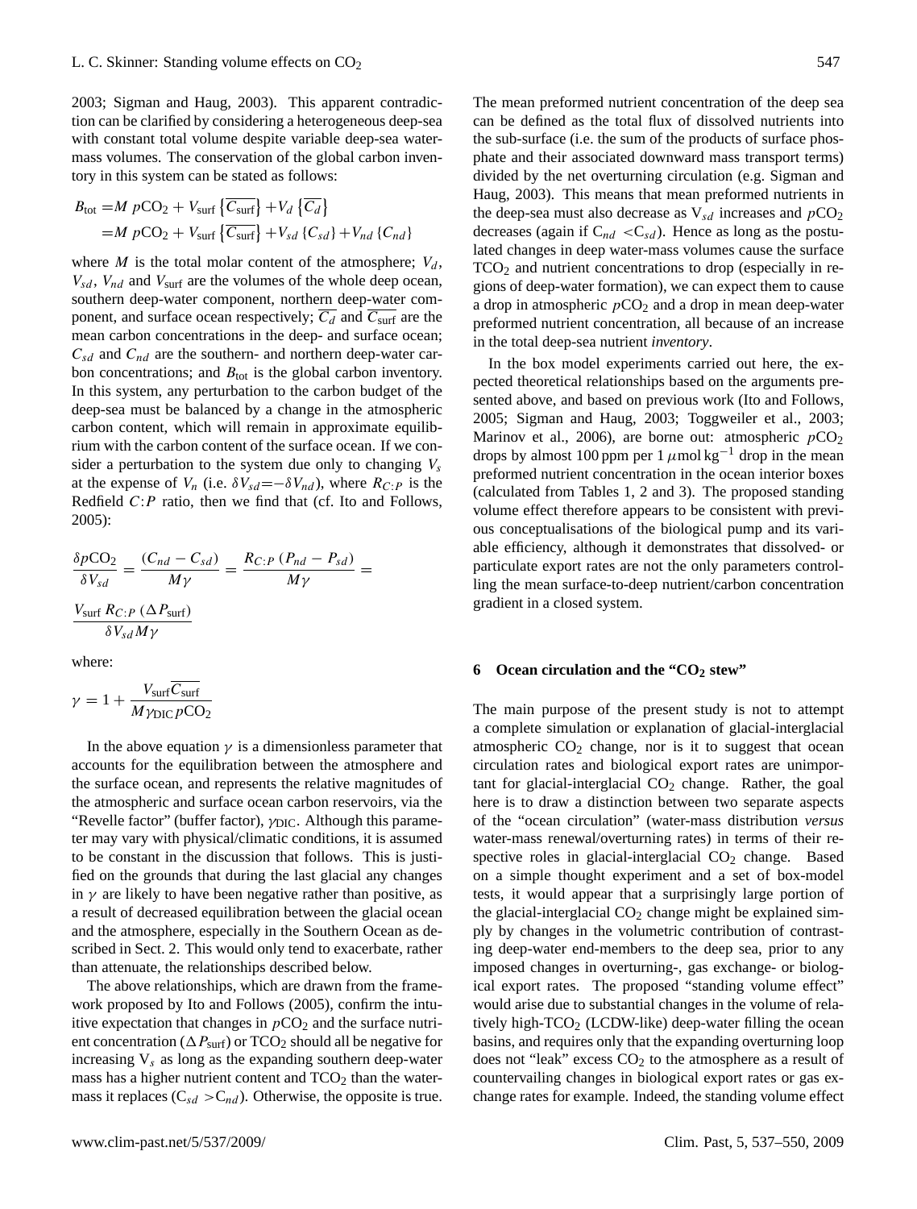2003; Sigman and Haug, 2003). This apparent contradiction can be clarified by considering a heterogeneous deep-sea with constant total volume despite variable deep-sea water-mass volumes. The conservation of the global carbon inventory in this system can be stated as follows:

$$
\begin{aligned}
B_{\text{tot}} &= M\ p\text{CO}_2 + V_{\text{surf}}\left\{\overline{C_{\text{surf}}}\right\} + V_d\left\{\overline{C_d}\right\} \\
&= M\ p\text{CO}_2 + V_{\text{surf}}\left\{\overline{C_{\text{surf}}}\right\} + V_{sd}\left\{C_{sd}\right\} + V_{nd}\left\{C_{nd}\right\}
\end{aligned}
$$

where $M$ is the total molar content of the atmosphere; $V_d$, $V_{sd}$, $V_{nd}$ and $V_{\text{surf}}$ are the volumes of the whole deep ocean, southern deep-water component, northern deep-water component, and surface ocean respectively; $\overline{C_d}$ and $\overline{C_{\text{surf}}}$ are the mean carbon concentrations in the deep- and surface ocean; $C_{sd}$ and $C_{nd}$ are the southern- and northern deep-water carbon concentrations; and $B_{\text{tot}}$ is the global carbon inventory. In this system, any perturbation to the carbon budget of the deep-sea must be balanced by a change in the atmospheric carbon content, which will remain in approximate equilibrium with the carbon content of the surface ocean. If we consider a perturbation to the system due only to changing $V_s$ at the expense of $V_n$ (i.e. $\delta V_{sd} = -\delta V_{nd}$), where $R_{C:P}$ is the Redfield $C{:}P$ ratio, then we find that (cf. Ito and Follows, 2005):

$$
\frac{\delta p\text{CO}_2}{\delta V_{sd}} = \frac{(C_{nd} - C_{sd})}{M\gamma} = \frac{R_{C:P}\,(P_{nd} - P_{sd})}{M\gamma} = \frac{V_{\text{surf}}\,R_{C:P}\,(\Delta P_{\text{surf}})}{\delta V_{sd} M\gamma}
$$

where:

$$
\gamma = 1 + \frac{V_{\text{surf}}\overline{C_{\text{surf}}}}{M\gamma_{\text{DIC}}\,p\text{CO}_2}
$$

In the above equation $\gamma$ is a dimensionless parameter that accounts for the equilibration between the atmosphere and the surface ocean, and represents the relative magnitudes of the atmospheric and surface ocean carbon reservoirs, via the "Revelle factor" (buffer factor), $\gamma_{\text{DIC}}$. Although this parameter may vary with physical/climatic conditions, it is assumed to be constant in the discussion that follows. This is justified on the grounds that during the last glacial any changes in $\gamma$ are likely to have been negative rather than positive, as a result of decreased equilibration between the glacial ocean and the atmosphere, especially in the Southern Ocean as described in Sect. 2. This would only tend to exacerbate, rather than attenuate, the relationships described below.

The above relationships, which are drawn from the framework proposed by Ito and Follows (2005), confirm the intuitive expectation that changes in $p\text{CO}_2$ and the surface nutrient concentration ($\Delta P_{\text{surf}}$) or $\text{TCO}_2$ should all be negative for increasing $V_s$ as long as the expanding southern deep-water mass has a higher nutrient content and $\text{TCO}_2$ than the water-mass it replaces ($C_{sd} > C_{nd}$). Otherwise, the opposite is true. The mean preformed nutrient concentration of the deep sea can be defined as the total flux of dissolved nutrients into the sub-surface (i.e. the sum of the products of surface phosphate and their associated downward mass transport terms) divided by the net overturning circulation (e.g. Sigman and Haug, 2003). This means that mean preformed nutrients in the deep-sea must also decrease as $V_{sd}$ increases and $p\text{CO}_2$ decreases (again if $C_{nd} < C_{sd}$). Hence as long as the postulated changes in deep water-mass volumes cause the surface $\text{TCO}_2$ and nutrient concentrations to drop (especially in regions of deep-water formation), we can expect them to cause a drop in atmospheric $p\text{CO}_2$ and a drop in mean deep-water preformed nutrient concentration, all because of an increase in the total deep-sea nutrient *inventory*.

In the box model experiments carried out here, the expected theoretical relationships based on the arguments presented above, and based on previous work (Ito and Follows, 2005; Sigman and Haug, 2003; Toggweiler et al., 2003; Marinov et al., 2006), are borne out: atmospheric $p\text{CO}_2$ drops by almost 100 ppm per 1 $\mu$mol kg$^{-1}$ drop in the mean preformed nutrient concentration in the ocean interior boxes (calculated from Tables 1, 2 and 3). The proposed standing volume effect therefore appears to be consistent with previous conceptualisations of the biological pump and its variable efficiency, although it demonstrates that dissolved- or particulate export rates are not the only parameters controlling the mean surface-to-deep nutrient/carbon concentration gradient in a closed system.

## 6 Ocean circulation and the "$\text{CO}_2$ stew"

The main purpose of the present study is not to attempt a complete simulation or explanation of glacial-interglacial atmospheric $\text{CO}_2$ change, nor is it to suggest that ocean circulation rates and biological export rates are unimportant for glacial-interglacial $\text{CO}_2$ change. Rather, the goal here is to draw a distinction between two separate aspects of the "ocean circulation" (water-mass distribution *versus* water-mass renewal/overturning rates) in terms of their respective roles in glacial-interglacial $\text{CO}_2$ change. Based on a simple thought experiment and a set of box-model tests, it would appear that a surprisingly large portion of the glacial-interglacial $\text{CO}_2$ change might be explained simply by changes in the volumetric contribution of contrasting deep-water end-members to the deep sea, prior to any imposed changes in overturning-, gas exchange- or biological export rates. The proposed "standing volume effect" would arise due to substantial changes in the volume of relatively high-$\text{TCO}_2$ (LCDW-like) deep-water filling the ocean basins, and requires only that the expanding overturning loop does not "leak" excess $\text{CO}_2$ to the atmosphere as a result of countervailing changes in biological export rates or gas exchange rates for example. Indeed, the standing volume effect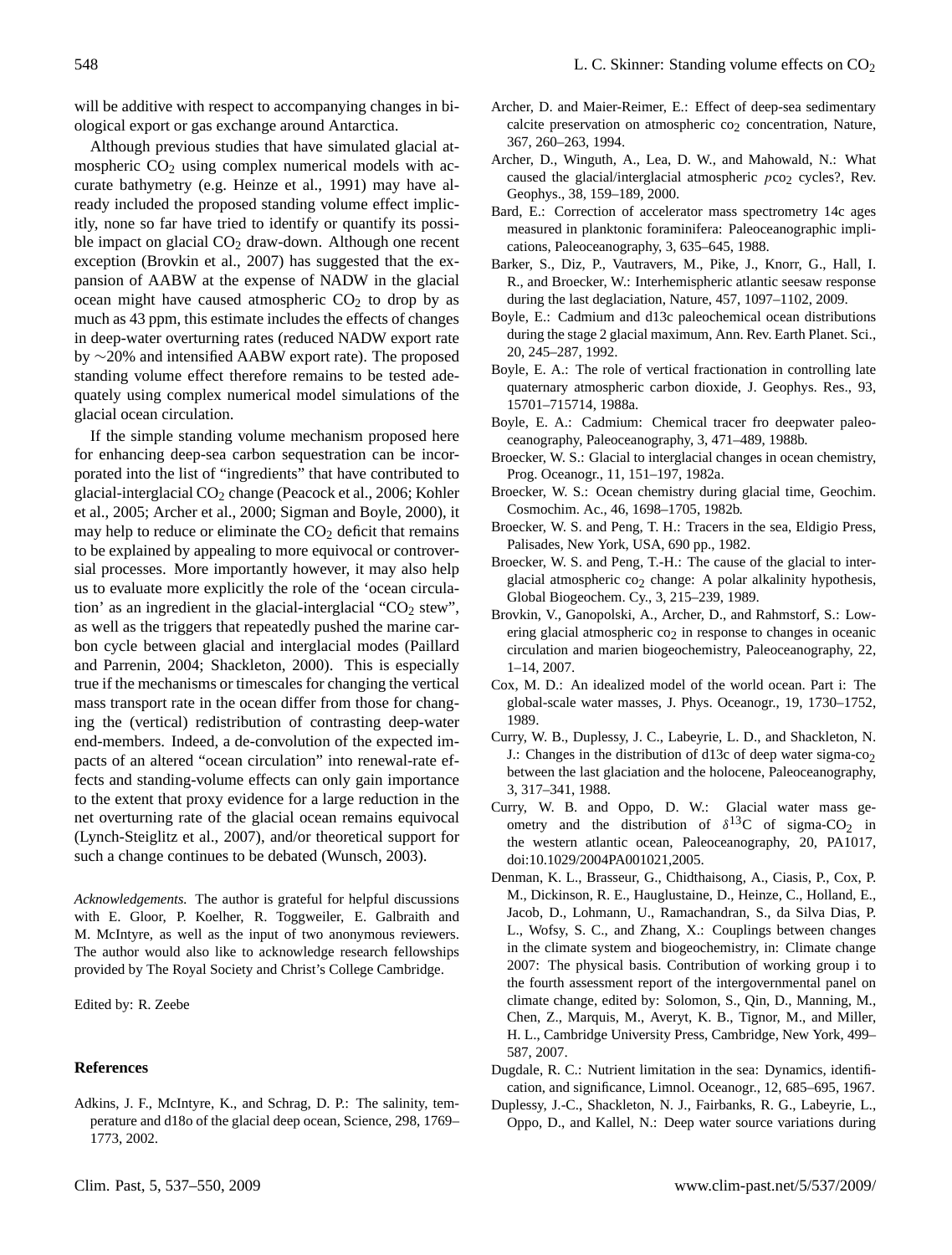will be additive with respect to accompanying changes in biological export or gas exchange around Antarctica.

Although previous studies that have simulated glacial atmospheric $CO_2$ using complex numerical models with accurate bathymetry (e.g. Heinze et al., 1991) may have already included the proposed standing volume effect implicitly, none so far have tried to identify or quantify its possible impact on glacial $CO_2$ draw-down. Although one recent exception (Brovkin et al., 2007) has suggested that the expansion of AABW at the expense of NADW in the glacial ocean might have caused atmospheric $CO_2$ to drop by as much as 43 ppm, this estimate includes the effects of changes in deep-water overturning rates (reduced NADW export rate by ∼20% and intensified AABW export rate). The proposed standing volume effect therefore remains to be tested adequately using complex numerical model simulations of the glacial ocean circulation.

If the simple standing volume mechanism proposed here for enhancing deep-sea carbon sequestration can be incorporated into the list of "ingredients" that have contributed to glacial-interglacial $CO_2$ change (Peacock et al., 2006; Kohler et al., 2005; Archer et al., 2000; Sigman and Boyle, 2000), it may help to reduce or eliminate the $CO_2$ deficit that remains to be explained by appealing to more equivocal or controversial processes. More importantly however, it may also help us to evaluate more explicitly the role of the 'ocean circulation' as an ingredient in the glacial-interglacial "$CO_2$ stew", as well as the triggers that repeatedly pushed the marine carbon cycle between glacial and interglacial modes (Paillard and Parrenin, 2004; Shackleton, 2000). This is especially true if the mechanisms or timescales for changing the vertical mass transport rate in the ocean differ from those for changing the (vertical) redistribution of contrasting deep-water end-members. Indeed, a de-convolution of the expected impacts of an altered "ocean circulation" into renewal-rate effects and standing-volume effects can only gain importance to the extent that proxy evidence for a large reduction in the net overturning rate of the glacial ocean remains equivocal (Lynch-Steiglitz et al., 2007), and/or theoretical support for such a change continues to be debated (Wunsch, 2003).

*Acknowledgements.* The author is grateful for helpful discussions with E. Gloor, P. Koelher, R. Toggweiler, E. Galbraith and M. McIntyre, as well as the input of two anonymous reviewers. The author would also like to acknowledge research fellowships provided by The Royal Society and Christ's College Cambridge.

Edited by: R. Zeebe

## References

Adkins, J. F., McIntyre, K., and Schrag, D. P.: The salinity, temperature and d18o of the glacial deep ocean, Science, 298, 1769–1773, 2002.

Archer, D. and Maier-Reimer, E.: Effect of deep-sea sedimentary calcite preservation on atmospheric $co_2$ concentration, Nature, 367, 260–263, 1994.

Archer, D., Winguth, A., Lea, D. W., and Mahowald, N.: What caused the glacial/interglacial atmospheric $pco_2$ cycles?, Rev. Geophys., 38, 159–189, 2000.

Bard, E.: Correction of accelerator mass spectrometry 14c ages measured in planktonic foraminifera: Paleoceanographic implications, Paleoceanography, 3, 635–645, 1988.

Barker, S., Diz, P., Vautravers, M., Pike, J., Knorr, G., Hall, I. R., and Broecker, W.: Interhemispheric atlantic seesaw response during the last deglaciation, Nature, 457, 1097–1102, 2009.

Boyle, E.: Cadmium and d13c paleochemical ocean distributions during the stage 2 glacial maximum, Ann. Rev. Earth Planet. Sci., 20, 245–287, 1992.

Boyle, E. A.: The role of vertical fractionation in controlling late quaternary atmospheric carbon dioxide, J. Geophys. Res., 93, 15701–715714, 1988a.

Boyle, E. A.: Cadmium: Chemical tracer fro deepwater paleoceanography, Paleoceanography, 3, 471–489, 1988b.

Broecker, W. S.: Glacial to interglacial changes in ocean chemistry, Prog. Oceanogr., 11, 151–197, 1982a.

Broecker, W. S.: Ocean chemistry during glacial time, Geochim. Cosmochim. Ac., 46, 1698–1705, 1982b.

Broecker, W. S. and Peng, T. H.: Tracers in the sea, Eldigio Press, Palisades, New York, USA, 690 pp., 1982.

Broecker, W. S. and Peng, T.-H.: The cause of the glacial to interglacial atmospheric $co_2$ change: A polar alkalinity hypothesis, Global Biogeochem. Cy., 3, 215–239, 1989.

Brovkin, V., Ganopolski, A., Archer, D., and Rahmstorf, S.: Lowering glacial atmospheric $co_2$ in response to changes in oceanic circulation and marien biogeochemistry, Paleoceanography, 22, 1–14, 2007.

Cox, M. D.: An idealized model of the world ocean. Part i: The global-scale water masses, J. Phys. Oceanogr., 19, 1730–1752, 1989.

Curry, W. B., Duplessy, J. C., Labeyrie, L. D., and Shackleton, N. J.: Changes in the distribution of d13c of deep water sigma-$co_2$ between the last glaciation and the holocene, Paleoceanography, 3, 317–341, 1988.

Curry, W. B. and Oppo, D. W.: Glacial water mass geometry and the distribution of $\delta^{13}$C of sigma-$CO_2$ in the western atlantic ocean, Paleoceanography, 20, PA1017, doi:10.1029/2004PA001021,2005.

Denman, K. L., Brasseur, G., Chidthaisong, A., Ciasis, P., Cox, P. M., Dickinson, R. E., Hauglustaine, D., Heinze, C., Holland, E., Jacob, D., Lohmann, U., Ramachandran, S., da Silva Dias, P. L., Wofsy, S. C., and Zhang, X.: Couplings between changes in the climate system and biogeochemistry, in: Climate change 2007: The physical basis. Contribution of working group i to the fourth assessment report of the intergovernmental panel on climate change, edited by: Solomon, S., Qin, D., Manning, M., Chen, Z., Marquis, M., Averyt, K. B., Tignor, M., and Miller, H. L., Cambridge University Press, Cambridge, New York, 499–587, 2007.

Dugdale, R. C.: Nutrient limitation in the sea: Dynamics, identification, and significance, Limnol. Oceanogr., 12, 685–695, 1967.

Duplessy, J.-C., Shackleton, N. J., Fairbanks, R. G., Labeyrie, L., Oppo, D., and Kallel, N.: Deep water source variations during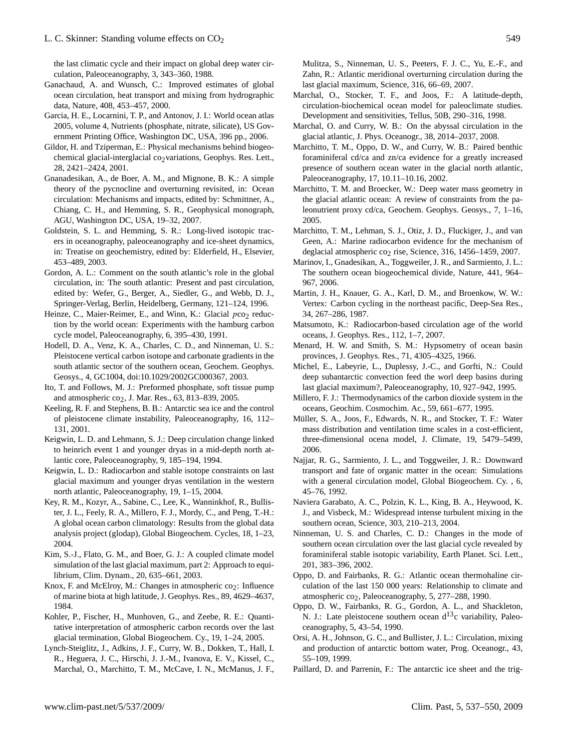the last climatic cycle and their impact on global deep water circulation, Paleoceanography, 3, 343–360, 1988.

Ganachaud, A. and Wunsch, C.: Improved estimates of global ocean circulation, heat transport and mixing from hydrographic data, Nature, 408, 453–457, 2000.

Garcia, H. E., Locarnini, T. P., and Antonov, J. I.: World ocean atlas 2005, volume 4, Nutrients (phosphate, nitrate, silicate), US Government Printing Office, Washington DC, USA, 396 pp., 2006.

Gildor, H. and Tziperman, E.: Physical mechanisms behind biogeochemical glacial-interglacial $co_2$variations, Geophys. Res. Lett., 28, 2421–2424, 2001.

Gnanadesikan, A., de Boer, A. M., and Mignone, B. K.: A simple theory of the pycnocline and overturning revisited, in: Ocean circulation: Mechanisms and impacts, edited by: Schmittner, A., Chiang, C. H., and Hemming, S. R., Geophysical monograph, AGU, Washington DC, USA, 19–32, 2007.

Goldstein, S. L. and Hemming, S. R.: Long-lived isotopic tracers in oceanography, paleoceanography and ice-sheet dynamics, in: Treatise on geochemistry, edited by: Elderfield, H., Elsevier, 453–489, 2003.

Gordon, A. L.: Comment on the south atlantic's role in the global circulation, in: The south atlantic: Present and past circulation, edited by: Wefer, G., Berger, A., Siedler, G., and Webb, D. J., Springer-Verlag, Berlin, Heidelberg, Germany, 121–124, 1996.

Heinze, C., Maier-Reimer, E., and Winn, K.: Glacial $pco_2$ reduction by the world ocean: Experiments with the hamburg carbon cycle model, Paleoceanography, 6, 395–430, 1991.

Hodell, D. A., Venz, K. A., Charles, C. D., and Ninneman, U. S.: Pleistocene vertical carbon isotope and carbonate gradients in the south atlantic sector of the southern ocean, Geochem. Geophys. Geosys., 4, GC1004, doi:10.1029/2002GC000367, 2003.

Ito, T. and Follows, M. J.: Preformed phosphate, soft tissue pump and atmospheric $co_2$, J. Mar. Res., 63, 813–839, 2005.

Keeling, R. F. and Stephens, B. B.: Antarctic sea ice and the control of pleistocene climate instability, Paleoceanography, 16, 112–131, 2001.

Keigwin, L. D. and Lehmann, S. J.: Deep circulation change linked to heinrich event 1 and younger dryas in a mid-depth north atlantic core, Paleoceanography, 9, 185–194, 1994.

Keigwin, L. D.: Radiocarbon and stable isotope constraints on last glacial maximum and younger dryas ventilation in the western north atlantic, Paleoceanography, 19, 1–15, 2004.

Key, R. M., Kozyr, A., Sabine, C., Lee, K., Wanninkhof, R., Bullister, J. L., Feely, R. A., Millero, F. J., Mordy, C., and Peng, T.-H.: A global ocean carbon climatology: Results from the global data analysis project (glodap), Global Biogeochem. Cycles, 18, 1–23, 2004.

Kim, S.-J., Flato, G. M., and Boer, G. J.: A coupled climate model simulation of the last glacial maximum, part 2: Approach to equilibrium, Clim. Dynam., 20, 635–661, 2003.

Knox, F. and McElroy, M.: Changes in atmospheric $co_2$: Influence of marine biota at high latitude, J. Geophys. Res., 89, 4629–4637, 1984.

Kohler, P., Fischer, H., Munhoven, G., and Zeebe, R. E.: Quantitative interpretation of atmospheric carbon records over the last glacial termination, Global Biogeochem. Cy., 19, 1–24, 2005.

Lynch-Steiglitz, J., Adkins, J. F., Curry, W. B., Dokken, T., Hall, I. R., Heguera, J. C., Hirschi, J. J.-M., Ivanova, E. V., Kissel, C., Marchal, O., Marchitto, T. M., McCave, I. N., McManus, J. F., Mulitza, S., Ninneman, U. S., Peeters, F. J. C., Yu, E.-F., and Zahn, R.: Atlantic meridional overturning circulation during the last glacial maximum, Science, 316, 66–69, 2007.

Marchal, O., Stocker, T. F., and Joos, F.: A latitude-depth, circulation-biochemical ocean model for paleoclimate studies. Development and sensitivities, Tellus, 50B, 290–316, 1998.

Marchal, O. and Curry, W. B.: On the abyssal circulation in the glacial atlantic, J. Phys. Oceanogr., 38, 2014–2037, 2008.

Marchitto, T. M., Oppo, D. W., and Curry, W. B.: Paired benthic foraminiferal cd/ca and zn/ca evidence for a greatly increased presence of southern ocean water in the glacial north atlantic, Paleoceanography, 17, 10.11–10.16, 2002.

Marchitto, T. M. and Broecker, W.: Deep water mass geometry in the glacial atlantic ocean: A review of constraints from the paleonutrient proxy cd/ca, Geochem. Geophys. Geosys., 7, 1–16, 2005.

Marchitto, T. M., Lehman, S. J., Otiz, J. D., Fluckiger, J., and van Geen, A.: Marine radiocarbon evidence for the mechanism of deglacial atmospheric $co_2$ rise, Science, 316, 1456–1459, 2007.

Marinov, I., Gnadesikan, A., Toggweiler, J. R., and Sarmiento, J. L.: The southern ocean biogeochemical divide, Nature, 441, 964–967, 2006.

Martin, J. H., Knauer, G. A., Karl, D. M., and Broenkow, W. W.: Vertex: Carbon cycling in the northeast pacific, Deep-Sea Res., 34, 267–286, 1987.

Matsumoto, K.: Radiocarbon-based circulation age of the world oceans, J. Geophys. Res., 112, 1–7, 2007.

Menard, H. W. and Smith, S. M.: Hypsometry of ocean basin provinces, J. Geophys. Res., 71, 4305–4325, 1966.

Michel, E., Labeyrie, L., Duplessy, J.-C., and Gorfti, N.: Could deep subantarctic convection feed the worl deep basins during last glacial maximum?, Paleoceanography, 10, 927–942, 1995.

Millero, F. J.: Thermodynamics of the carbon dioxide system in the oceans, Geochim. Cosmochim. Ac., 59, 661–677, 1995.

Müller, S. A., Joos, F., Edwards, N. R., and Stocker, T. F.: Water mass distribution and ventilation time scales in a cost-efficient, three-dimensional ocena model, J. Climate, 19, 5479–5499, 2006.

Najjar, R. G., Sarmiento, J. L., and Toggweiler, J. R.: Downward transport and fate of organic matter in the ocean: Simulations with a general circulation model, Global Biogeochem. Cy. , 6, 45–76, 1992.

Naviera Garabato, A. C., Polzin, K. L., King, B. A., Heywood, K. J., and Visbeck, M.: Widespread intense turbulent mixing in the southern ocean, Science, 303, 210–213, 2004.

Ninneman, U. S. and Charles, C. D.: Changes in the mode of southern ocean circulation over the last glacial cycle revealed by foraminiferal stable isotopic variability, Earth Planet. Sci. Lett., 201, 383–396, 2002.

Oppo, D. and Fairbanks, R. G.: Atlantic ocean thermohaline circulation of the last 150 000 years: Relationship to climate and atmospheric $co_2$, Paleoceanography, 5, 277–288, 1990.

Oppo, D. W., Fairbanks, R. G., Gordon, A. L., and Shackleton, N. J.: Late pleistocene southern ocean $d^{13}c$ variability, Paleoceanography, 5, 43–54, 1990.

Orsi, A. H., Johnson, G. C., and Bullister, J. L.: Circulation, mixing and production of antarctic bottom water, Prog. Oceanogr., 43, 55–109, 1999.

Paillard, D. and Parrenin, F.: The antarctic ice sheet and the trig-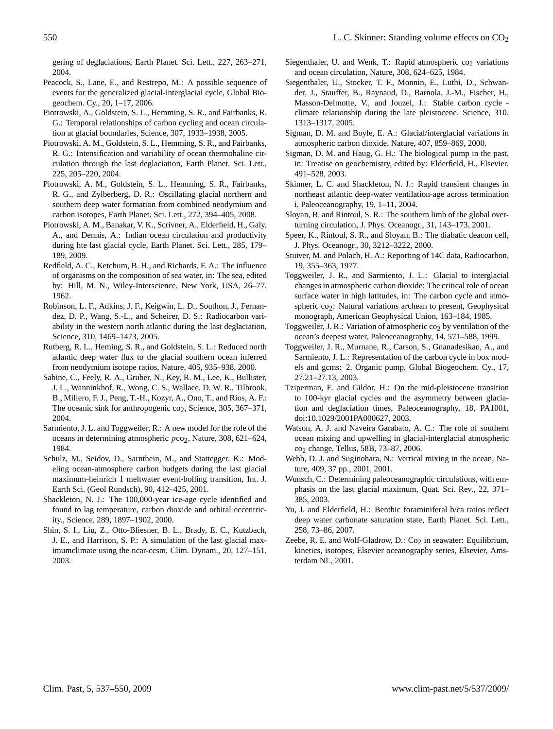gering of deglaciations, Earth Planet. Sci. Lett., 227, 263–271, 2004.

Peacock, S., Lane, E., and Restrepo, M.: A possible sequence of events for the generalized glacial-interglacial cycle, Global Biogeochem. Cy., 20, 1–17, 2006.

Piotrowski, A., Goldstein, S. L., Hemming, S. R., and Fairbanks, R. G.: Temporal relationships of carbon cycling and ocean circulation at glacial boundaries, Science, 307, 1933–1938, 2005.

Piotrowski, A. M., Goldstein, S. L., Hemming, S. R., and Fairbanks, R. G.: Intensification and variability of ocean thermohaline circulation through the last deglaciation, Earth Planet. Sci. Lett., 225, 205–220, 2004.

Piotrowski, A. M., Goldstein, S. L., Hemming, S. R., Fairbanks, R. G., and Zylberberg, D. R.: Oscillating glacial northern and southern deep water formation from combined neodymium and carbon isotopes, Earth Planet. Sci. Lett., 272, 394–405, 2008.

Piotrowski, A. M., Banakar, V. K., Scrivner, A., Elderfield, H., Galy, A., and Dennis, A.: Indian ocean circulation and productivity during hte last glacial cycle, Earth Planet. Sci. Lett., 285, 179–189, 2009.

Redfield, A. C., Ketchum, B. H., and Richards, F. A.: The influence of organisms on the composition of sea water, in: The sea, edited by: Hill, M. N., Wiley-Interscience, New York, USA, 26–77, 1962.

Robinson, L. F., Adkins, J. F., Keigwin, L. D., Southon, J., Fernandez, D. P., Wang, S.-L., and Scheirer, D. S.: Radiocarbon variability in the western north atlantic during the last deglaciation, Science, 310, 1469–1473, 2005.

Rutberg, R. L., Heming, S. R., and Goldstein, S. L.: Reduced north atlantic deep water flux to the glacial southern ocean inferred from neodymium isotope ratios, Nature, 405, 935–938, 2000.

Sabine, C., Feely, R. A., Gruber, N., Key, R. M., Lee, K., Bullister, J. L., Wanninkhof, R., Wong, C. S., Wallace, D. W. R., Tilbrook, B., Millero, F. J., Peng, T.-H., Kozyr, A., Ono, T., and Rios, A. F.: The oceanic sink for anthropogenic $co_2$, Science, 305, 367–371, 2004.

Sarmiento, J. L. and Toggweiler, R.: A new model for the role of the oceans in determining atmospheric $p co_2$, Nature, 308, 621–624, 1984.

Schulz, M., Seidov, D., Sarnthein, M., and Stattegger, K.: Modeling ocean-atmosphere carbon budgets during the last glacial maximum-heinrich 1 meltwater event-bolling transition, Int. J. Earth Sci. (Geol Rundsch), 90, 412–425, 2001.

Shackleton, N. J.: The 100,000-year ice-age cycle identified and found to lag temperature, carbon dioxide and orbital eccentricity., Science, 289, 1897–1902, 2000.

Shin, S. I., Liu, Z., Otto-Bliesner, B. L., Brady, E. C., Kutzbach, J. E., and Harrison, S. P.: A simulation of the last glacial maximumclimate using the ncar-ccsm, Clim. Dynam., 20, 127–151, 2003.

Siegenthaler, U. and Wenk, T.: Rapid atmospheric $co_2$ variations and ocean circulation, Nature, 308, 624–625, 1984.

Siegenthaler, U., Stocker, T. F., Monnin, E., Luthi, D., Schwander, J., Stauffer, B., Raynaud, D., Barnola, J.-M., Fischer, H., Masson-Delmotte, V., and Jouzel, J.: Stable carbon cycle - climate relationship during the late pleistocene, Science, 310, 1313–1317, 2005.

Sigman, D. M. and Boyle, E. A.: Glacial/interglacial variations in atmospheric carbon dioxide, Nature, 407, 859–869, 2000.

Sigman, D. M. and Haug, G. H.: The biological pump in the past, in: Treatise on geochemistry, edited by: Elderfield, H., Elsevier, 491–528, 2003.

Skinner, L. C. and Shackleton, N. J.: Rapid transient changes in northeast atlantic deep-water ventilation-age across termination i, Paleoceanography, 19, 1–11, 2004.

Sloyan, B. and Rintoul, S. R.: The southern limb of the global overturning circulation, J. Phys. Oceanogr., 31, 143–173, 2001.

Speer, K., Rintoul, S. R., and Sloyan, B.: The diabatic deacon cell, J. Phys. Oceanogr., 30, 3212–3222, 2000.

Stuiver, M. and Polach, H. A.: Reporting of 14C data, Radiocarbon, 19, 355–363, 1977.

Toggweiler, J. R., and Sarmiento, J. L.: Glacial to interglacial changes in atmospheric carbon dioxide: The critical role of ocean surface water in high latitudes, in: The carbon cycle and atmospheric $co_2$: Natural variations archean to present, Geophysical monograph, American Geophysical Union, 163–184, 1985.

Toggweiler, J. R.: Variation of atmospheric $co_2$ by ventilation of the ocean's deepest water, Paleoceanography, 14, 571–588, 1999.

Toggweiler, J. R., Murnane, R., Carson, S., Gnanadesikan, A., and Sarmiento, J. L.: Representation of the carbon cycle in box models and gcms: 2. Organic pump, Global Biogeochem. Cy., 17, 27.21–27.13, 2003.

Tziperman, E. and Gildor, H.: On the mid-pleistocene transition to 100-kyr glacial cycles and the asymmetry between glaciation and deglaciation times, Paleoceanography, 18, PA1001, doi:10.1029/2001PA000627, 2003.

Watson, A. J. and Naveira Garabato, A. C.: The role of southern ocean mixing and upwelling in glacial-interglacial atmospheric $co_2$ change, Tellus, 58B, 73–87, 2006.

Webb, D. J. and Suginohara, N.: Vertical mixing in the ocean, Nature, 409, 37 pp., 2001, 2001.

Wunsch, C.: Determining paleoceanographic circulations, with emphasis on the last glacial maximum, Quat. Sci. Rev., 22, 371–385, 2003.

Yu, J. and Elderfield, H.: Benthic foraminiferal b/ca ratios reflect deep water carbonate saturation state, Earth Planet. Sci. Lett., 258, 73–86, 2007.

Zeebe, R. E. and Wolf-Gladrow, D.: $Co_2$ in seawater: Equilibrium, kinetics, isotopes, Elsevier oceanography series, Elsevier, Amsterdam NL, 2001.